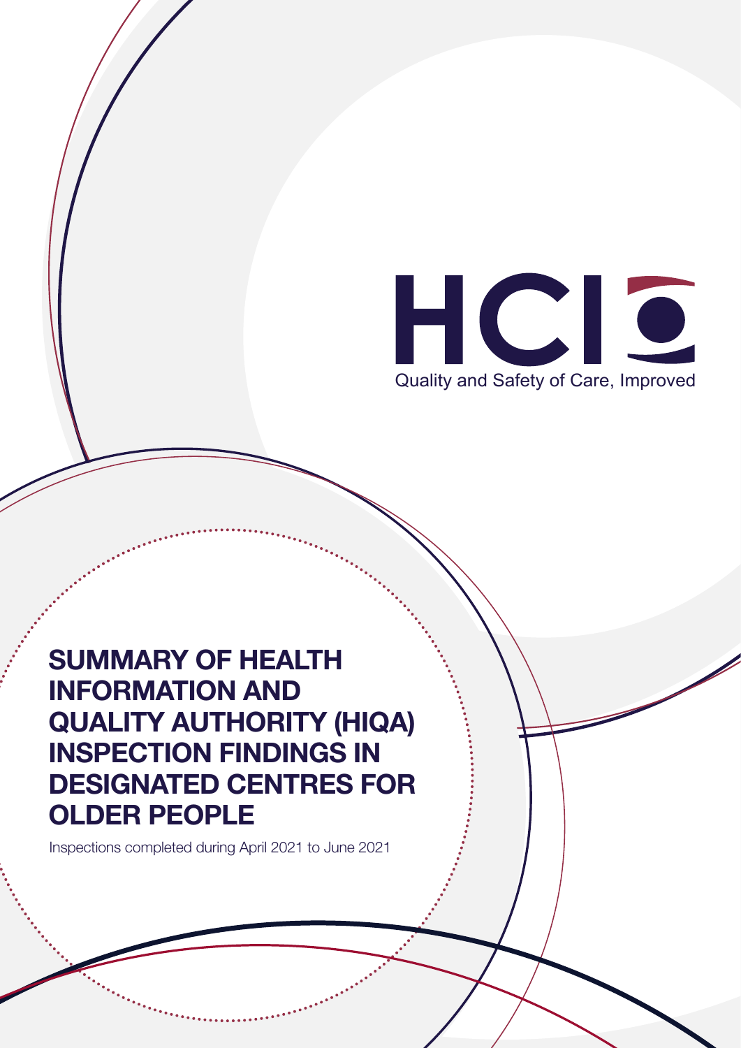HCIS

Quality and Safety of Care, Improved

# SUMMARY OF HEALTH INFORMATION AND QUALITY AUTHORITY (HIQA) INSPECTION FINDINGS IN DESIGNATED CENTRES FOR OLDER PEOPLE

Inspections completed during April 2021 to June 2021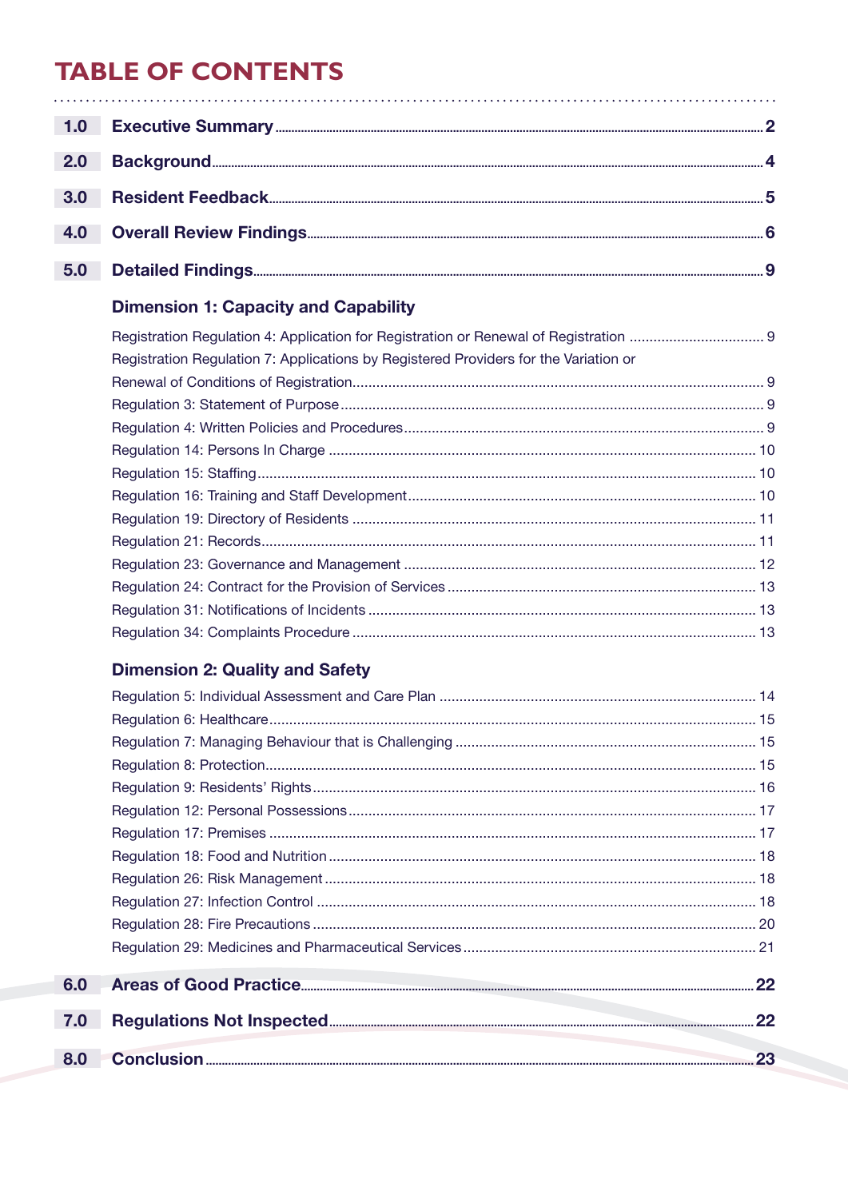# TABLE OF CONTENTS

| | | |
|---|---|---|
| **1.0** | **Executive Summary** | **2** |
| **2.0** | **Background** | **4** |
| **3.0** | **Resident Feedback** | **5** |
| **4.0** | **Overall Review Findings** | **6** |
| **5.0** | **Detailed Findings** | **9** |

### Dimension 1: Capacity and Capability

| | |
|---|---|
| Registration Regulation 4: Application for Registration or Renewal of Registration | 9 |
| Registration Regulation 7: Applications by Registered Providers for the Variation or Renewal of Conditions of Registration | 9 |
| Regulation 3: Statement of Purpose | 9 |
| Regulation 4: Written Policies and Procedures | 9 |
| Regulation 14: Persons In Charge | 10 |
| Regulation 15: Staffing | 10 |
| Regulation 16: Training and Staff Development | 10 |
| Regulation 19: Directory of Residents | 11 |
| Regulation 21: Records | 11 |
| Regulation 23: Governance and Management | 12 |
| Regulation 24: Contract for the Provision of Services | 13 |
| Regulation 31: Notifications of Incidents | 13 |
| Regulation 34: Complaints Procedure | 13 |

### Dimension 2: Quality and Safety

| | |
|---|---|
| Regulation 5: Individual Assessment and Care Plan | 14 |
| Regulation 6: Healthcare | 15 |
| Regulation 7: Managing Behaviour that is Challenging | 15 |
| Regulation 8: Protection | 15 |
| Regulation 9: Residents' Rights | 16 |
| Regulation 12: Personal Possessions | 17 |
| Regulation 17: Premises | 17 |
| Regulation 18: Food and Nutrition | 18 |
| Regulation 26: Risk Management | 18 |
| Regulation 27: Infection Control | 18 |
| Regulation 28: Fire Precautions | 20 |
| Regulation 29: Medicines and Pharmaceutical Services | 21 |

| | | |
|---|---|---|
| **6.0** | **Areas of Good Practice** | **22** |
| **7.0** | **Regulations Not Inspected** | **22** |
| **8.0** | **Conclusion** | **23** |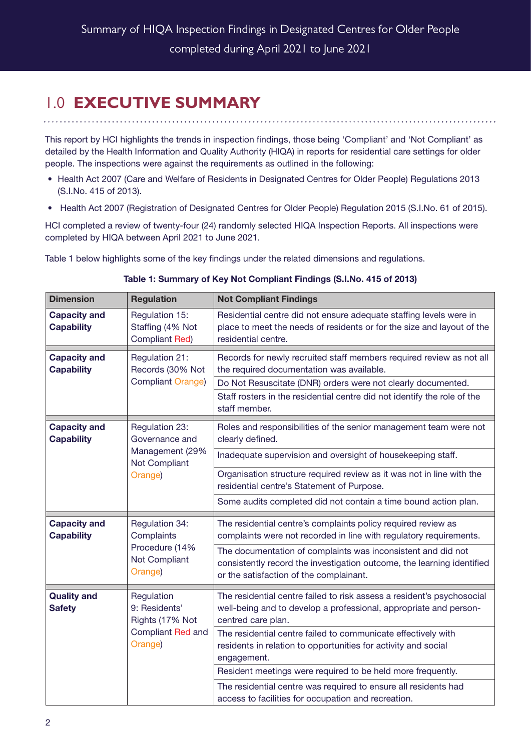# 1.0 EXECUTIVE SUMMARY

This report by HCI highlights the trends in inspection findings, those being 'Compliant' and 'Not Compliant' as detailed by the Health Information and Quality Authority (HIQA) in reports for residential care settings for older people. The inspections were against the requirements as outlined in the following:

- Health Act 2007 (Care and Welfare of Residents in Designated Centres for Older People) Regulations 2013 (S.I.No. 415 of 2013).
- Health Act 2007 (Registration of Designated Centres for Older People) Regulation 2015 (S.I.No. 61 of 2015).

HCI completed a review of twenty-four (24) randomly selected HIQA Inspection Reports. All inspections were completed by HIQA between April 2021 to June 2021.

Table 1 below highlights some of the key findings under the related dimensions and regulations.

**Table 1: Summary of Key Not Compliant Findings (S.I.No. 415 of 2013)**

| Dimension | Regulation | Not Compliant Findings |
|---|---|---|
| **Capacity and Capability** | Regulation 15: Staffing (4% Not Compliant Red) | Residential centre did not ensure adequate staffing levels were in place to meet the needs of residents or for the size and layout of the residential centre. |
| **Capacity and Capability** | Regulation 21: Records (30% Not Compliant Orange) | Records for newly recruited staff members required review as not all the required documentation was available. |
| | | Do Not Resuscitate (DNR) orders were not clearly documented. |
| | | Staff rosters in the residential centre did not identify the role of the staff member. |
| **Capacity and Capability** | Regulation 23: Governance and Management (29% Not Compliant Orange) | Roles and responsibilities of the senior management team were not clearly defined. |
| | | Inadequate supervision and oversight of housekeeping staff. |
| | | Organisation structure required review as it was not in line with the residential centre's Statement of Purpose. |
| | | Some audits completed did not contain a time bound action plan. |
| **Capacity and Capability** | Regulation 34: Complaints Procedure (14% Not Compliant Orange) | The residential centre's complaints policy required review as complaints were not recorded in line with regulatory requirements. |
| | | The documentation of complaints was inconsistent and did not consistently record the investigation outcome, the learning identified or the satisfaction of the complainant. |
| **Quality and Safety** | Regulation 9: Residents' Rights (17% Not Compliant Red and Orange) | The residential centre failed to risk assess a resident's psychosocial well-being and to develop a professional, appropriate and person-centred care plan. |
| | | The residential centre failed to communicate effectively with residents in relation to opportunities for activity and social engagement. |
| | | Resident meetings were required to be held more frequently. |
| | | The residential centre was required to ensure all residents had access to facilities for occupation and recreation. |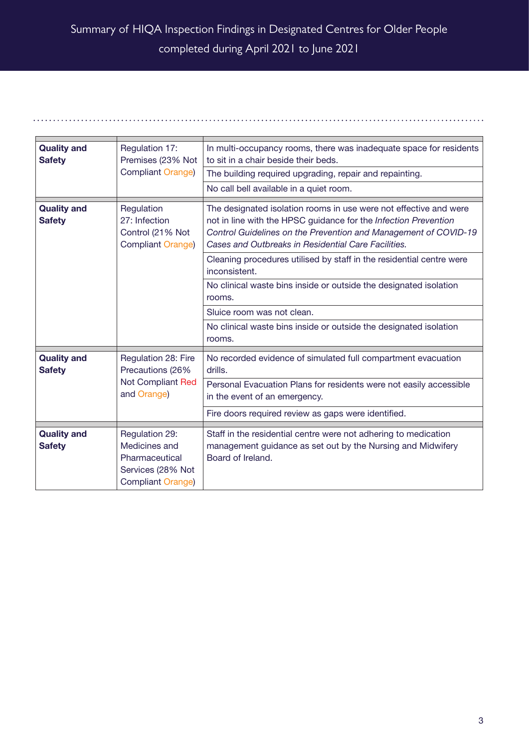Summary of HIQA Inspection Findings in Designated Centres for Older People completed during April 2021 to June 2021

| | | |
|---|---|---|
| **Quality and Safety** | Regulation 17: Premises (23% Not Compliant Orange) | In multi-occupancy rooms, there was inadequate space for residents to sit in a chair beside their beds. |
| | | The building required upgrading, repair and repainting. |
| | | No call bell available in a quiet room. |
| **Quality and Safety** | Regulation 27: Infection Control (21% Not Compliant Orange) | The designated isolation rooms in use were not effective and were not in line with the HPSC guidance for the *Infection Prevention Control Guidelines on the Prevention and Management of COVID-19 Cases and Outbreaks in Residential Care Facilities.* |
| | | Cleaning procedures utilised by staff in the residential centre were inconsistent. |
| | | No clinical waste bins inside or outside the designated isolation rooms. |
| | | Sluice room was not clean. |
| | | No clinical waste bins inside or outside the designated isolation rooms. |
| **Quality and Safety** | Regulation 28: Fire Precautions (26% Not Compliant Red and Orange) | No recorded evidence of simulated full compartment evacuation drills. |
| | | Personal Evacuation Plans for residents were not easily accessible in the event of an emergency. |
| | | Fire doors required review as gaps were identified. |
| **Quality and Safety** | Regulation 29: Medicines and Pharmaceutical Services (28% Not Compliant Orange) | Staff in the residential centre were not adhering to medication management guidance as set out by the Nursing and Midwifery Board of Ireland. |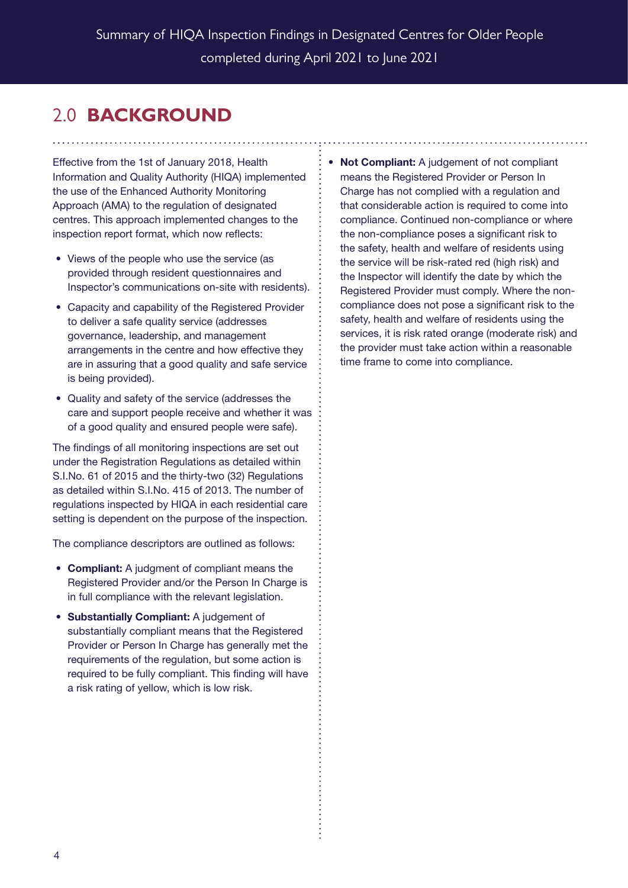## 2.0 **BACKGROUND**

Effective from the 1st of January 2018, Health Information and Quality Authority (HIQA) implemented the use of the Enhanced Authority Monitoring Approach (AMA) to the regulation of designated centres. This approach implemented changes to the inspection report format, which now reflects:

- Views of the people who use the service (as provided through resident questionnaires and Inspector's communications on-site with residents).
- Capacity and capability of the Registered Provider to deliver a safe quality service (addresses governance, leadership, and management arrangements in the centre and how effective they are in assuring that a good quality and safe service is being provided).
- Quality and safety of the service (addresses the care and support people receive and whether it was of a good quality and ensured people were safe).

The findings of all monitoring inspections are set out under the Registration Regulations as detailed within S.I.No. 61 of 2015 and the thirty-two (32) Regulations as detailed within S.I.No. 415 of 2013. The number of regulations inspected by HIQA in each residential care setting is dependent on the purpose of the inspection.

The compliance descriptors are outlined as follows:

- **Compliant:** A judgment of compliant means the Registered Provider and/or the Person In Charge is in full compliance with the relevant legislation.
- **Substantially Compliant:** A judgement of substantially compliant means that the Registered Provider or Person In Charge has generally met the requirements of the regulation, but some action is required to be fully compliant. This finding will have a risk rating of yellow, which is low risk.
- **Not Compliant:** A judgement of not compliant means the Registered Provider or Person In Charge has not complied with a regulation and that considerable action is required to come into compliance. Continued non-compliance or where the non-compliance poses a significant risk to the safety, health and welfare of residents using the service will be risk-rated red (high risk) and the Inspector will identify the date by which the Registered Provider must comply. Where the non-compliance does not pose a significant risk to the safety, health and welfare of residents using the services, it is risk rated orange (moderate risk) and the provider must take action within a reasonable time frame to come into compliance.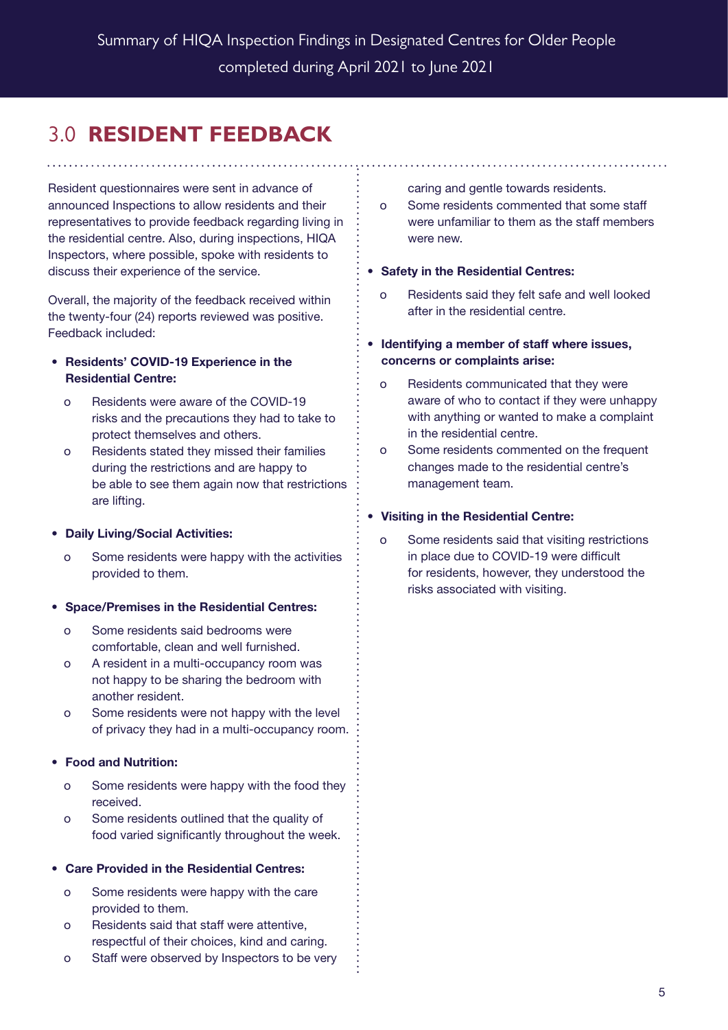## 3.0 **RESIDENT FEEDBACK**

Resident questionnaires were sent in advance of announced Inspections to allow residents and their representatives to provide feedback regarding living in the residential centre. Also, during inspections, HIQA Inspectors, where possible, spoke with residents to discuss their experience of the service.

Overall, the majority of the feedback received within the twenty-four (24) reports reviewed was positive. Feedback included:

- **Residents' COVID-19 Experience in the Residential Centre:**
  - Residents were aware of the COVID-19 risks and the precautions they had to take to protect themselves and others.
  - Residents stated they missed their families during the restrictions and are happy to be able to see them again now that restrictions are lifting.
- **Daily Living/Social Activities:**
  - Some residents were happy with the activities provided to them.
- **Space/Premises in the Residential Centres:**
  - Some residents said bedrooms were comfortable, clean and well furnished.
  - A resident in a multi-occupancy room was not happy to be sharing the bedroom with another resident.
  - Some residents were not happy with the level of privacy they had in a multi-occupancy room.
- **Food and Nutrition:**
  - Some residents were happy with the food they received.
  - Some residents outlined that the quality of food varied significantly throughout the week.
- **Care Provided in the Residential Centres:**
  - Some residents were happy with the care provided to them.
  - Residents said that staff were attentive, respectful of their choices, kind and caring.
  - Staff were observed by Inspectors to be very caring and gentle towards residents.
  - Some residents commented that some staff were unfamiliar to them as the staff members were new.
- **Safety in the Residential Centres:**
  - Residents said they felt safe and well looked after in the residential centre.
- **Identifying a member of staff where issues, concerns or complaints arise:**
  - Residents communicated that they were aware of who to contact if they were unhappy with anything or wanted to make a complaint in the residential centre.
  - Some residents commented on the frequent changes made to the residential centre's management team.
- **Visiting in the Residential Centre:**
  - Some residents said that visiting restrictions in place due to COVID-19 were difficult for residents, however, they understood the risks associated with visiting.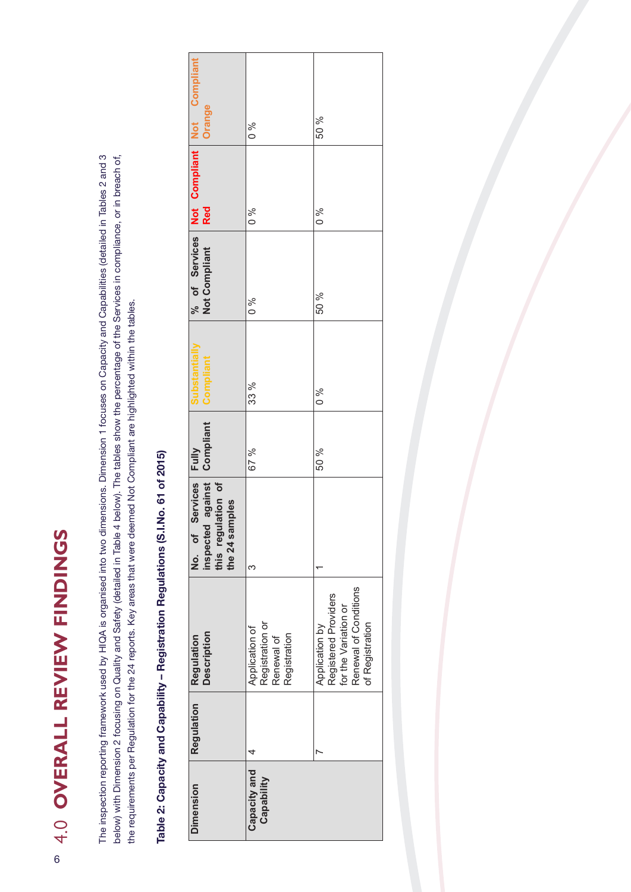# 4.0 OVERALL REVIEW FINDINGS

The inspection reporting framework used by HIQA is organised into two dimensions. Dimension 1 focuses on Capacity and Capabilities (detailed in Tables 2 and 3 below) with Dimension 2 focusing on Quality and Safety (detailed in Table 4 below). The tables show the percentage of the Services in compliance, or in breach of, the requirements per Regulation for the 24 reports. Key areas that were deemed Not Compliant are highlighted within the tables.

**Table 2: Capacity and Capability – Registration Regulations (S.I.No. 61 of 2015)**

| Dimension | Regulation | Regulation Description | No. of Services inspected against this regulation of the 24 samples | Fully Compliant | Substantially Compliant | % of Services Not Compliant | Not Compliant Red | Not Compliant Orange |
|---|---|---|---|---|---|---|---|---|
| Capacity and Capability | 4 | Application of Registration or Renewal of Registration | 3 | 67 % | 33 % | 0 % | 0 % | 0 % |
| | 7 | Application by Registered Providers for the Variation or Renewal of Conditions of Registration | 1 | 50 % | 0 % | 50 % | 0 % | 50 % |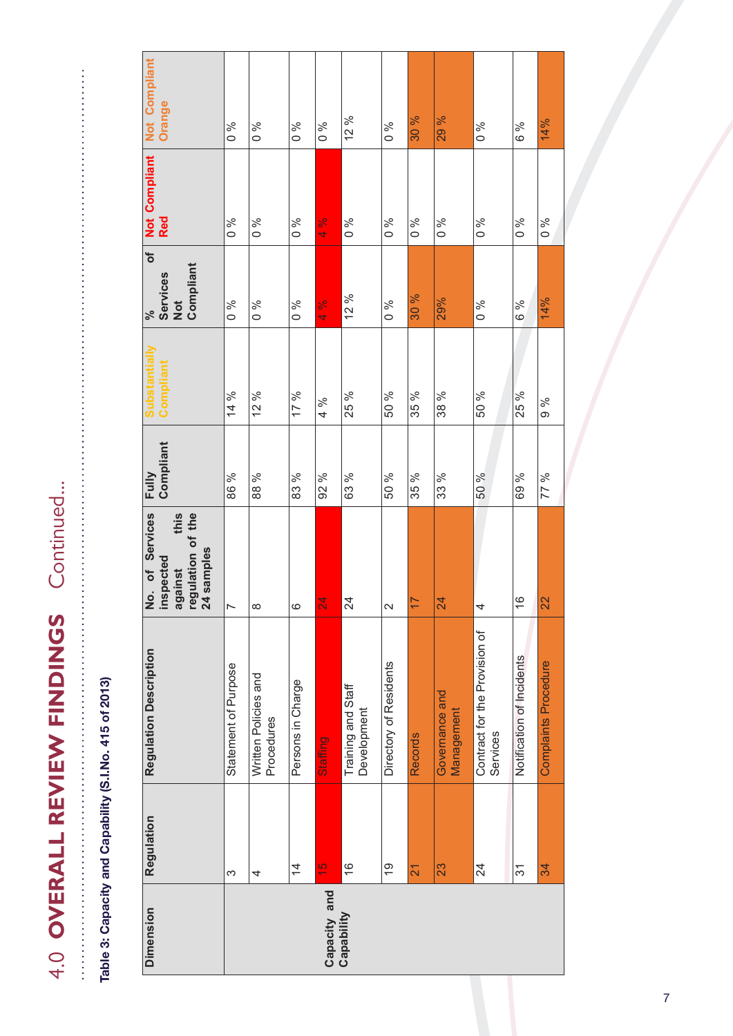# 4.0 OVERALL REVIEW FINDINGS Continued...

**Table 3: Capacity and Capability (S.I.No. 415 of 2013)**

| Dimension | Regulation | Regulation Description | No. of Services inspected against this regulation of the 24 samples | Fully Compliant | Substantially Compliant | % of Services Not Compliant | Not Compliant Red | Not Compliant Orange |
|---|---|---|---|---|---|---|---|---|
| Capacity and Capability | 3 | Statement of Purpose | 7 | 86 % | 14 % | 0 % | 0 % | 0 % |
| | 4 | Written Policies and Procedures | 8 | 88 % | 12 % | 0 % | 0 % | 0 % |
| | 14 | Persons in Charge | 6 | 83 % | 17 % | 0 % | 0 % | 0 % |
| | 15 | Staffing | 24 | 92 % | 4 % | 4 % | 4 % | 0 % |
| | 16 | Training and Staff Development | 24 | 63 % | 25 % | 12 % | 0 % | 12 % |
| | 19 | Directory of Residents | 2 | 50 % | 50 % | 0 % | 0 % | 0 % |
| | 21 | Records | 17 | 35 % | 35 % | 30 % | 0 % | 30 % |
| | 23 | Governance and Management | 24 | 33 % | 38 % | 29% | 0 % | 29 % |
| | 24 | Contract for the Provision of Services | 4 | 50 % | 50 % | 0 % | 0 % | 0 % |
| | 31 | Notification of Incidents | 16 | 69 % | 25 % | 6 % | 0 % | 6 % |
| | 34 | Complaints Procedure | 22 | 77 % | 9 % | 14% | 0 % | 14% |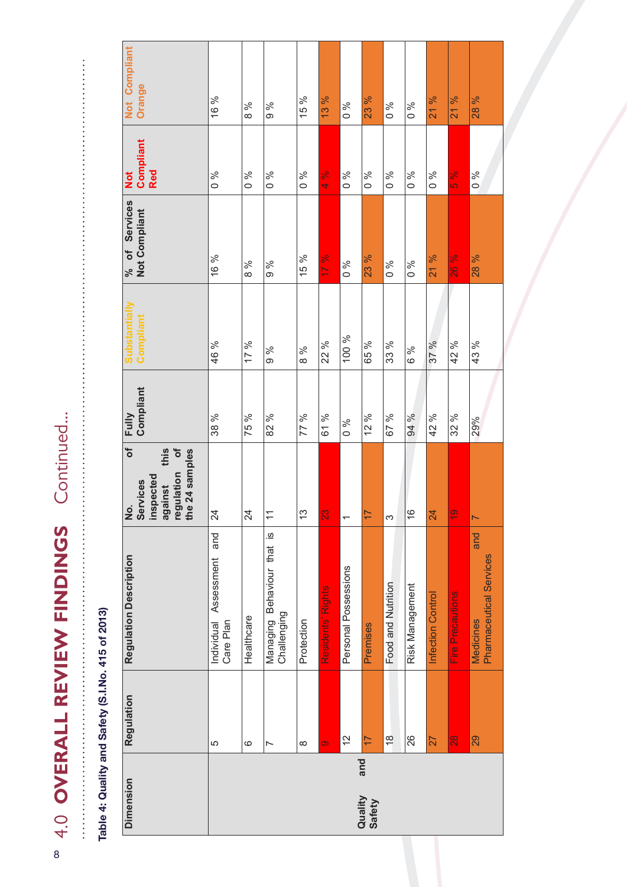# 4.0 OVERALL REVIEW FINDINGS Continued...

**Table 4: Quality and Safety (S.I.No. 415 of 2013)**

| Dimension | Regulation | Regulation Description | No. of Services inspected against this regulation of the 24 samples | Fully Compliant | Substantially Compliant | % of Services Not Compliant | Not Compliant Red | Not Compliant Orange |
|---|---|---|---|---|---|---|---|---|
| Quality and Safety | 5 | Individual Assessment and Care Plan | 24 | 38 % | 46 % | 16 % | 0 % | 16 % |
| | 6 | Healthcare | 24 | 75 % | 17 % | 8 % | 0 % | 8 % |
| | 7 | Managing Behaviour that is Challenging | 11 | 82 % | 9 % | 9 % | 0 % | 9 % |
| | 8 | Protection | 13 | 77 % | 8 % | 15 % | 0 % | 15 % |
| | 9 | Residents' Rights | 23 | 61 % | 22 % | 17 % | 4 % | 13 % |
| | 12 | Personal Possessions | 1 | 0 % | 100 % | 0 % | 0 % | 0 % |
| | 17 | Premises | 17 | 12 % | 65 % | 23 % | 0 % | 23 % |
| | 18 | Food and Nutrition | 3 | 67 % | 33 % | 0 % | 0 % | 0 % |
| | 26 | Risk Management | 16 | 94 % | 6 % | 0 % | 0 % | 0 % |
| | 27 | Infection Control | 24 | 42 % | 37 % | 21 % | 0 % | 21 % |
| | 28 | Fire Precautions | 19 | 32 % | 42 % | 26 % | 5 % | 21 % |
| | 29 | Medicines and Pharmaceutical Services | 7 | 29% | 43 % | 28 % | 0 % | 28 % |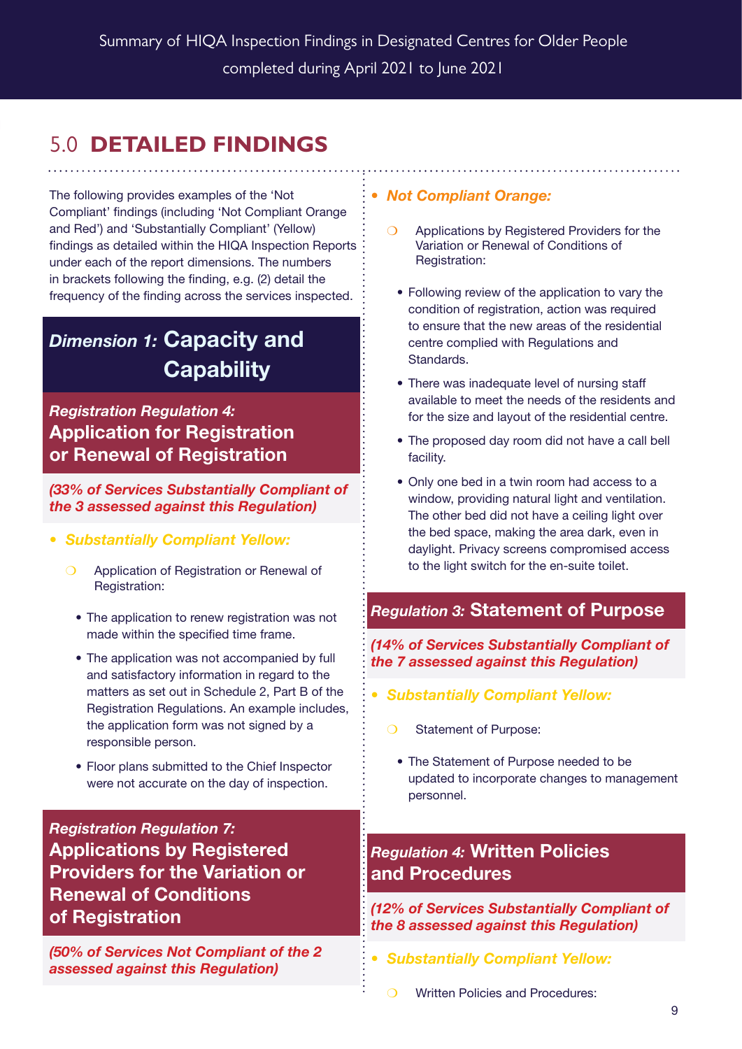## 5.0 DETAILED FINDINGS

The following provides examples of the 'Not Compliant' findings (including 'Not Compliant Orange and Red') and 'Substantially Compliant' (Yellow) findings as detailed within the HIQA Inspection Reports under each of the report dimensions. The numbers in brackets following the finding, e.g. (2) detail the frequency of the finding across the services inspected.

### *Dimension 1:* Capacity and Capability

#### *Registration Regulation 4:* Application for Registration or Renewal of Registration

***(33% of Services Substantially Compliant of the 3 assessed against this Regulation)***

- ***Substantially Compliant Yellow:***
  - Application of Registration or Renewal of Registration:
    - The application to renew registration was not made within the specified time frame.
    - The application was not accompanied by full and satisfactory information in regard to the matters as set out in Schedule 2, Part B of the Registration Regulations. An example includes, the application form was not signed by a responsible person.
    - Floor plans submitted to the Chief Inspector were not accurate on the day of inspection.

#### *Registration Regulation 7:* Applications by Registered Providers for the Variation or Renewal of Conditions of Registration

***(50% of Services Not Compliant of the 2 assessed against this Regulation)***

- ***Not Compliant Orange:***
  - Applications by Registered Providers for the Variation or Renewal of Conditions of Registration:
    - Following review of the application to vary the condition of registration, action was required to ensure that the new areas of the residential centre complied with Regulations and Standards.
    - There was inadequate level of nursing staff available to meet the needs of the residents and for the size and layout of the residential centre.
    - The proposed day room did not have a call bell facility.
    - Only one bed in a twin room had access to a window, providing natural light and ventilation. The other bed did not have a ceiling light over the bed space, making the area dark, even in daylight. Privacy screens compromised access to the light switch for the en-suite toilet.

#### *Regulation 3:* Statement of Purpose

***(14% of Services Substantially Compliant of the 7 assessed against this Regulation)***

- ***Substantially Compliant Yellow:***
  - Statement of Purpose:
    - The Statement of Purpose needed to be updated to incorporate changes to management personnel.

#### *Regulation 4:* Written Policies and Procedures

***(12% of Services Substantially Compliant of the 8 assessed against this Regulation)***

- ***Substantially Compliant Yellow:***
  - Written Policies and Procedures: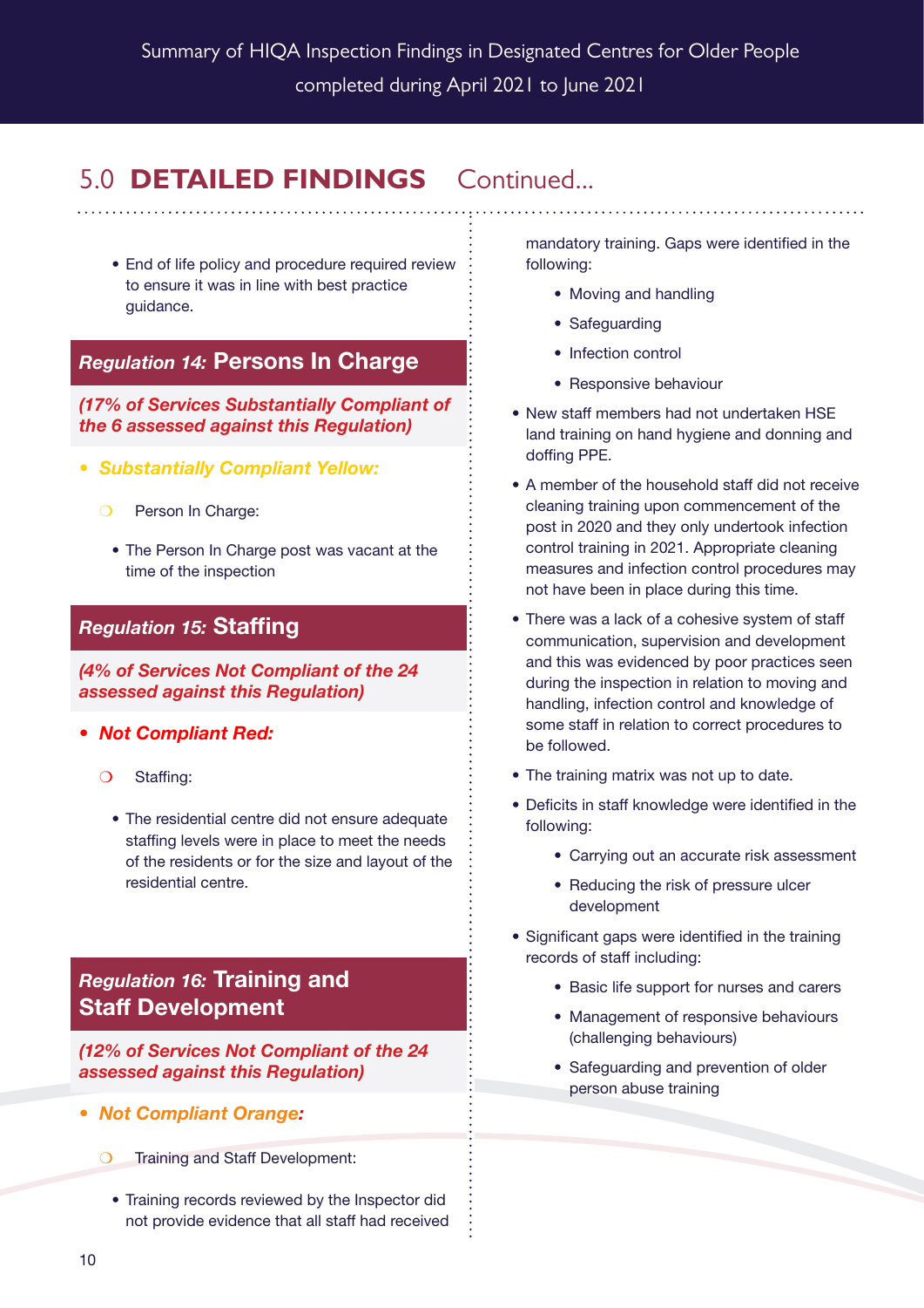## 5.0 DETAILED FINDINGS Continued...

- End of life policy and procedure required review to ensure it was in line with best practice guidance.

### *Regulation 14:* Persons In Charge

***(17% of Services Substantially Compliant of the 6 assessed against this Regulation)***

- ***Substantially Compliant Yellow:***
  - Person In Charge:
    - The Person In Charge post was vacant at the time of the inspection

### *Regulation 15:* Staffing

***(4% of Services Not Compliant of the 24 assessed against this Regulation)***

- ***Not Compliant Red:***
  - Staffing:
    - The residential centre did not ensure adequate staffing levels were in place to meet the needs of the residents or for the size and layout of the residential centre.

### *Regulation 16:* Training and Staff Development

***(12% of Services Not Compliant of the 24 assessed against this Regulation)***

- ***Not Compliant Orange:***
  - Training and Staff Development:
    - Training records reviewed by the Inspector did not provide evidence that all staff had received mandatory training. Gaps were identified in the following:
      - Moving and handling
      - Safeguarding
      - Infection control
      - Responsive behaviour
    - New staff members had not undertaken HSE land training on hand hygiene and donning and doffing PPE.
    - A member of the household staff did not receive cleaning training upon commencement of the post in 2020 and they only undertook infection control training in 2021. Appropriate cleaning measures and infection control procedures may not have been in place during this time.
    - There was a lack of a cohesive system of staff communication, supervision and development and this was evidenced by poor practices seen during the inspection in relation to moving and handling, infection control and knowledge of some staff in relation to correct procedures to be followed.
    - The training matrix was not up to date.
    - Deficits in staff knowledge were identified in the following:
      - Carrying out an accurate risk assessment
      - Reducing the risk of pressure ulcer development
    - Significant gaps were identified in the training records of staff including:
      - Basic life support for nurses and carers
      - Management of responsive behaviours (challenging behaviours)
      - Safeguarding and prevention of older person abuse training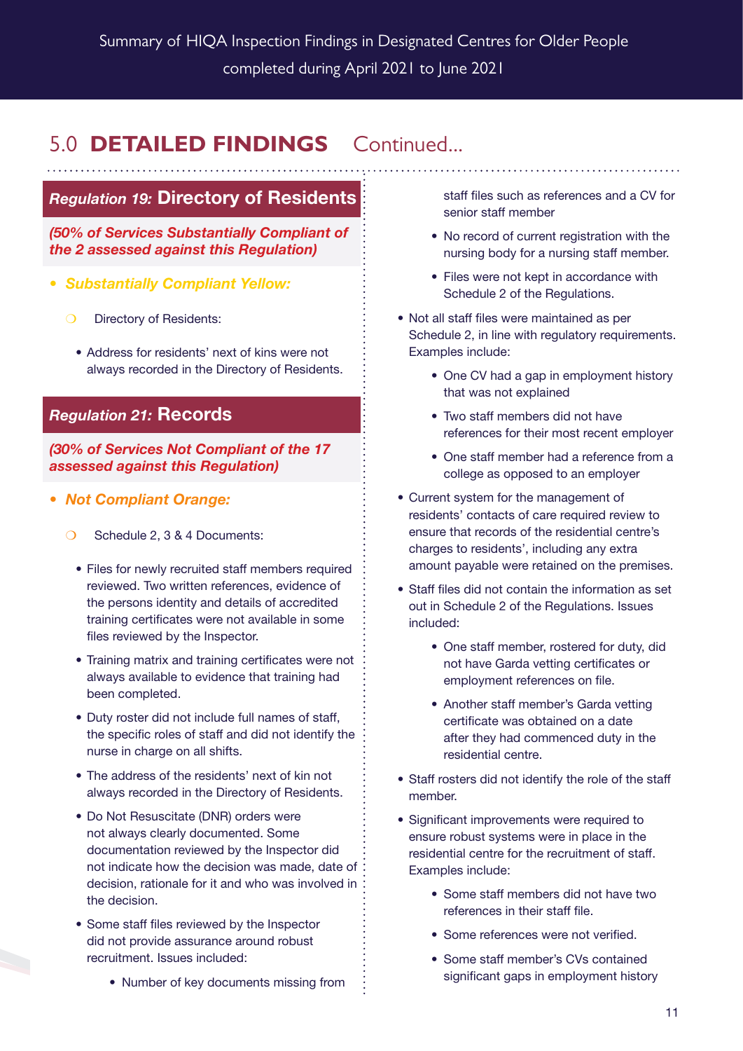## 5.0 **DETAILED FINDINGS** Continued...

### *Regulation 19:* **Directory of Residents**

***(50% of Services Substantially Compliant of the 2 assessed against this Regulation)***

- ***Substantially Compliant Yellow:***
  - Directory of Residents:
    - Address for residents' next of kins were not always recorded in the Directory of Residents.

### *Regulation 21:* **Records**

***(30% of Services Not Compliant of the 17 assessed against this Regulation)***

- ***Not Compliant Orange:***
  - Schedule 2, 3 & 4 Documents:
    - Files for newly recruited staff members required reviewed. Two written references, evidence of the persons identity and details of accredited training certificates were not available in some files reviewed by the Inspector.
    - Training matrix and training certificates were not always available to evidence that training had been completed.
    - Duty roster did not include full names of staff, the specific roles of staff and did not identify the nurse in charge on all shifts.
    - The address of the residents' next of kin not always recorded in the Directory of Residents.
    - Do Not Resuscitate (DNR) orders were not always clearly documented. Some documentation reviewed by the Inspector did not indicate how the decision was made, date of decision, rationale for it and who was involved in the decision.
    - Some staff files reviewed by the Inspector did not provide assurance around robust recruitment. Issues included:
      - Number of key documents missing from staff files such as references and a CV for senior staff member
      - No record of current registration with the nursing body for a nursing staff member.
      - Files were not kept in accordance with Schedule 2 of the Regulations.
    - Not all staff files were maintained as per Schedule 2, in line with regulatory requirements. Examples include:
      - One CV had a gap in employment history that was not explained
      - Two staff members did not have references for their most recent employer
      - One staff member had a reference from a college as opposed to an employer
    - Current system for the management of residents' contacts of care required review to ensure that records of the residential centre's charges to residents', including any extra amount payable were retained on the premises.
    - Staff files did not contain the information as set out in Schedule 2 of the Regulations. Issues included:
      - One staff member, rostered for duty, did not have Garda vetting certificates or employment references on file.
      - Another staff member's Garda vetting certificate was obtained on a date after they had commenced duty in the residential centre.
    - Staff rosters did not identify the role of the staff member.
    - Significant improvements were required to ensure robust systems were in place in the residential centre for the recruitment of staff. Examples include:
      - Some staff members did not have two references in their staff file.
      - Some references were not verified.
      - Some staff member's CVs contained significant gaps in employment history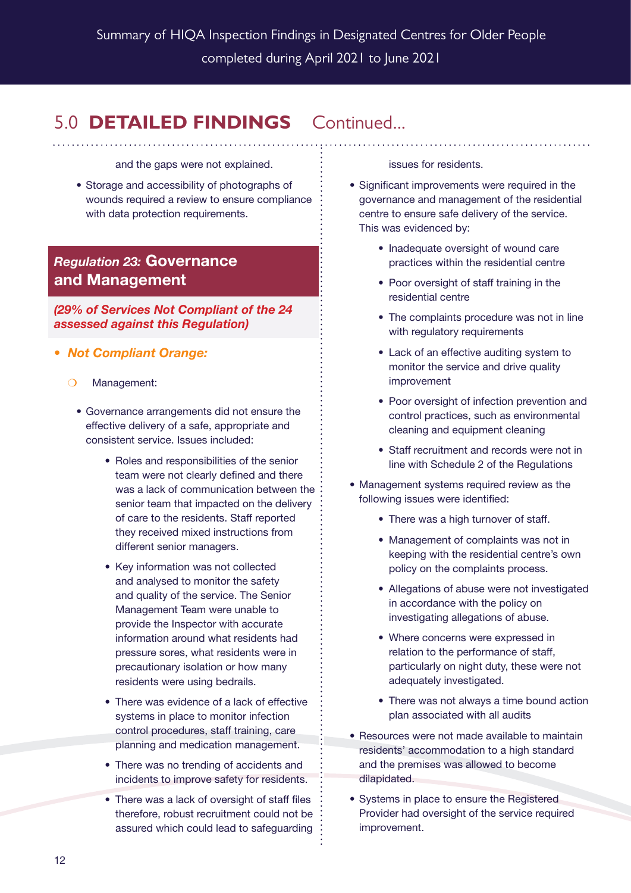## 5.0 DETAILED FINDINGS Continued...

and the gaps were not explained.

- Storage and accessibility of photographs of wounds required a review to ensure compliance with data protection requirements.

### *Regulation 23:* Governance and Management

***(29% of Services Not Compliant of the 24 assessed against this Regulation)***

- ***Not Compliant Orange:***
  - Management:
    - Governance arrangements did not ensure the effective delivery of a safe, appropriate and consistent service. Issues included:
      - Roles and responsibilities of the senior team were not clearly defined and there was a lack of communication between the senior team that impacted on the delivery of care to the residents. Staff reported they received mixed instructions from different senior managers.
      - Key information was not collected and analysed to monitor the safety and quality of the service. The Senior Management Team were unable to provide the Inspector with accurate information around what residents had pressure sores, what residents were in precautionary isolation or how many residents were using bedrails.
      - There was evidence of a lack of effective systems in place to monitor infection control procedures, staff training, care planning and medication management.
      - There was no trending of accidents and incidents to improve safety for residents.
      - There was a lack of oversight of staff files therefore, robust recruitment could not be assured which could lead to safeguarding issues for residents.
    - Significant improvements were required in the governance and management of the residential centre to ensure safe delivery of the service. This was evidenced by:
      - Inadequate oversight of wound care practices within the residential centre
      - Poor oversight of staff training in the residential centre
      - The complaints procedure was not in line with regulatory requirements
      - Lack of an effective auditing system to monitor the service and drive quality improvement
      - Poor oversight of infection prevention and control practices, such as environmental cleaning and equipment cleaning
      - Staff recruitment and records were not in line with Schedule 2 of the Regulations
    - Management systems required review as the following issues were identified:
      - There was a high turnover of staff.
      - Management of complaints was not in keeping with the residential centre's own policy on the complaints process.
      - Allegations of abuse were not investigated in accordance with the policy on investigating allegations of abuse.
      - Where concerns were expressed in relation to the performance of staff, particularly on night duty, these were not adequately investigated.
      - There was not always a time bound action plan associated with all audits
    - Resources were not made available to maintain residents' accommodation to a high standard and the premises was allowed to become dilapidated.
    - Systems in place to ensure the Registered Provider had oversight of the service required improvement.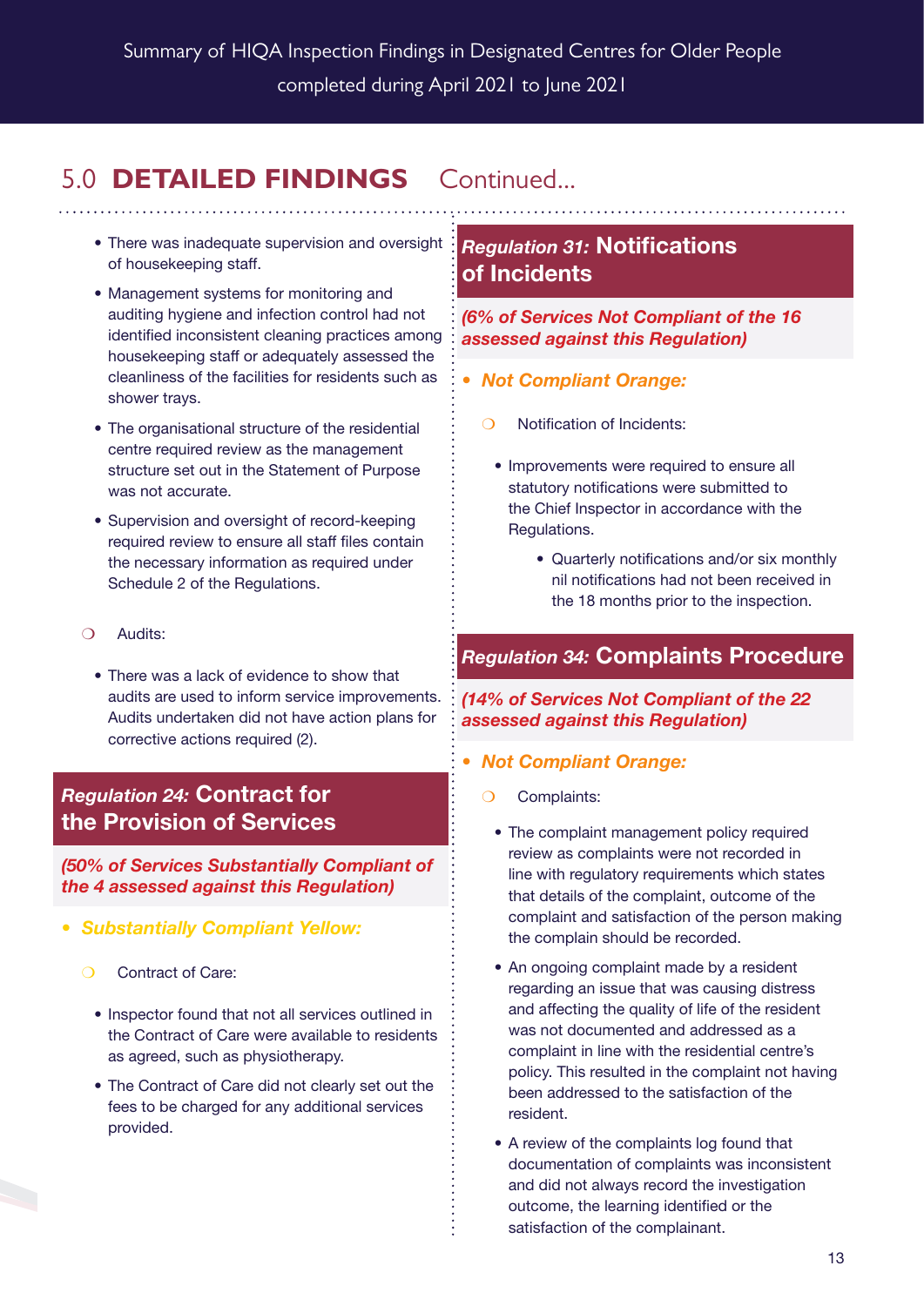## 5.0 DETAILED FINDINGS Continued...

- There was inadequate supervision and oversight of housekeeping staff.
- Management systems for monitoring and auditing hygiene and infection control had not identified inconsistent cleaning practices among housekeeping staff or adequately assessed the cleanliness of the facilities for residents such as shower trays.
- The organisational structure of the residential centre required review as the management structure set out in the Statement of Purpose was not accurate.
- Supervision and oversight of record-keeping required review to ensure all staff files contain the necessary information as required under Schedule 2 of the Regulations.

❍ Audits:

- There was a lack of evidence to show that audits are used to inform service improvements. Audits undertaken did not have action plans for corrective actions required (2).

### *Regulation 24:* Contract for the Provision of Services

***(50% of Services Substantially Compliant of the 4 assessed against this Regulation)***

- ***Substantially Compliant Yellow:***

❍ Contract of Care:

- Inspector found that not all services outlined in the Contract of Care were available to residents as agreed, such as physiotherapy.
- The Contract of Care did not clearly set out the fees to be charged for any additional services provided.

### *Regulation 31:* Notifications of Incidents

***(6% of Services Not Compliant of the 16 assessed against this Regulation)***

- ***Not Compliant Orange:***

❍ Notification of Incidents:

- Improvements were required to ensure all statutory notifications were submitted to the Chief Inspector in accordance with the Regulations.
  - Quarterly notifications and/or six monthly nil notifications had not been received in the 18 months prior to the inspection.

### *Regulation 34:* Complaints Procedure

***(14% of Services Not Compliant of the 22 assessed against this Regulation)***

- ***Not Compliant Orange:***

❍ Complaints:

- The complaint management policy required review as complaints were not recorded in line with regulatory requirements which states that details of the complaint, outcome of the complaint and satisfaction of the person making the complain should be recorded.
- An ongoing complaint made by a resident regarding an issue that was causing distress and affecting the quality of life of the resident was not documented and addressed as a complaint in line with the residential centre's policy. This resulted in the complaint not having been addressed to the satisfaction of the resident.
- A review of the complaints log found that documentation of complaints was inconsistent and did not always record the investigation outcome, the learning identified or the satisfaction of the complainant.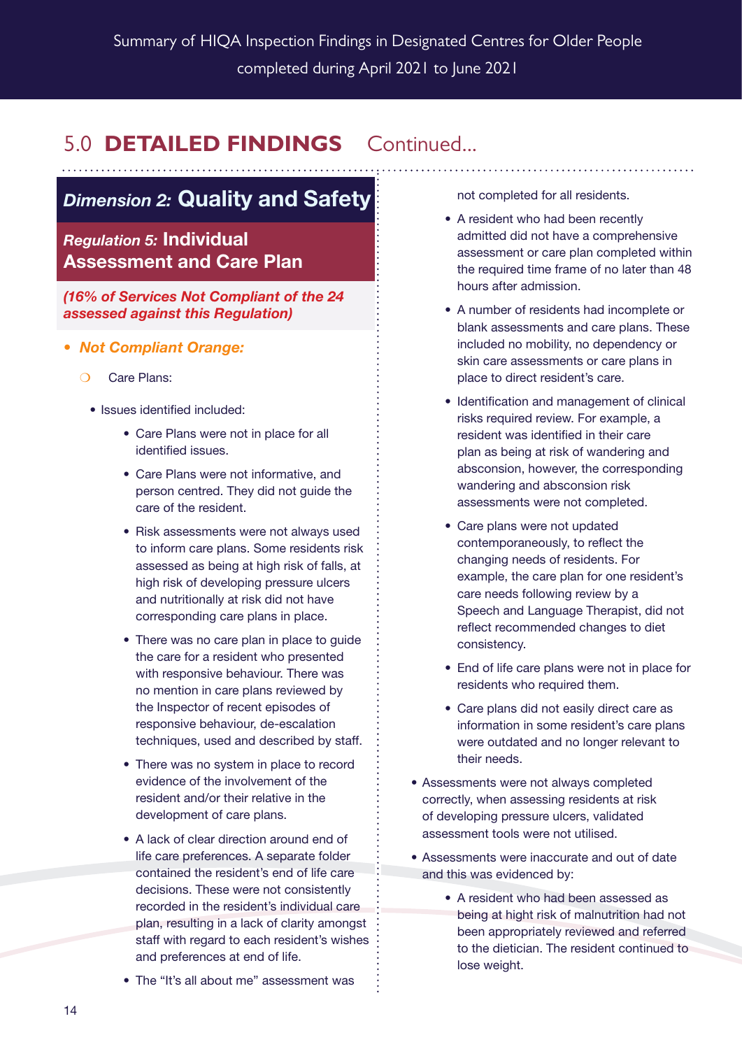## 5.0 **DETAILED FINDINGS** Continued...

### *Dimension 2:* Quality and Safety

#### *Regulation 5:* Individual Assessment and Care Plan

***(16% of Services Not Compliant of the 24 assessed against this Regulation)***

- ***Not Compliant Orange:***
  - Care Plans:
    - Issues identified included:
      - Care Plans were not in place for all identified issues.
      - Care Plans were not informative, and person centred. They did not guide the care of the resident.
      - Risk assessments were not always used to inform care plans. Some residents risk assessed as being at high risk of falls, at high risk of developing pressure ulcers and nutritionally at risk did not have corresponding care plans in place.
      - There was no care plan in place to guide the care for a resident who presented with responsive behaviour. There was no mention in care plans reviewed by the Inspector of recent episodes of responsive behaviour, de-escalation techniques, used and described by staff.
      - There was no system in place to record evidence of the involvement of the resident and/or their relative in the development of care plans.
      - A lack of clear direction around end of life care preferences. A separate folder contained the resident's end of life care decisions. These were not consistently recorded in the resident's individual care plan, resulting in a lack of clarity amongst staff with regard to each resident's wishes and preferences at end of life.
      - The "It's all about me" assessment was not completed for all residents.
      - A resident who had been recently admitted did not have a comprehensive assessment or care plan completed within the required time frame of no later than 48 hours after admission.
      - A number of residents had incomplete or blank assessments and care plans. These included no mobility, no dependency or skin care assessments or care plans in place to direct resident's care.
      - Identification and management of clinical risks required review. For example, a resident was identified in their care plan as being at risk of wandering and absconsion, however, the corresponding wandering and absconsion risk assessments were not completed.
      - Care plans were not updated contemporaneously, to reflect the changing needs of residents. For example, the care plan for one resident's care needs following review by a Speech and Language Therapist, did not reflect recommended changes to diet consistency.
      - End of life care plans were not in place for residents who required them.
      - Care plans did not easily direct care as information in some resident's care plans were outdated and no longer relevant to their needs.
    - Assessments were not always completed correctly, when assessing residents at risk of developing pressure ulcers, validated assessment tools were not utilised.
    - Assessments were inaccurate and out of date and this was evidenced by:
      - A resident who had been assessed as being at hight risk of malnutrition had not been appropriately reviewed and referred to the dietician. The resident continued to lose weight.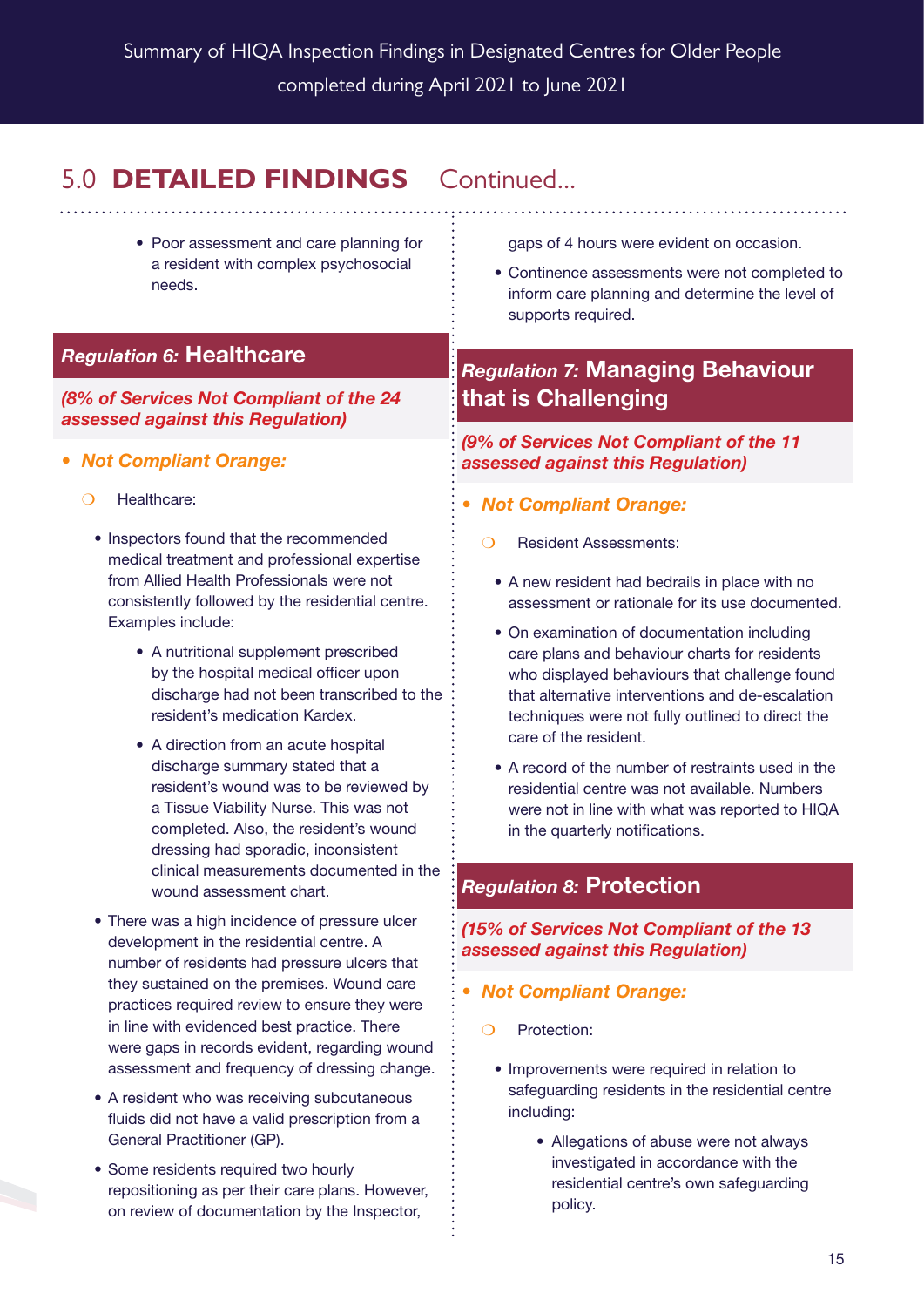## 5.0 DETAILED FINDINGS Continued...

- Poor assessment and care planning for a resident with complex psychosocial needs.

### *Regulation 6:* Healthcare

***(8% of Services Not Compliant of the 24 assessed against this Regulation)***

- ***Not Compliant Orange:***
  - Healthcare:
    - Inspectors found that the recommended medical treatment and professional expertise from Allied Health Professionals were not consistently followed by the residential centre. Examples include:
      - A nutritional supplement prescribed by the hospital medical officer upon discharge had not been transcribed to the resident's medication Kardex.
      - A direction from an acute hospital discharge summary stated that a resident's wound was to be reviewed by a Tissue Viability Nurse. This was not completed. Also, the resident's wound dressing had sporadic, inconsistent clinical measurements documented in the wound assessment chart.
    - There was a high incidence of pressure ulcer development in the residential centre. A number of residents had pressure ulcers that they sustained on the premises. Wound care practices required review to ensure they were in line with evidenced best practice. There were gaps in records evident, regarding wound assessment and frequency of dressing change.
    - A resident who was receiving subcutaneous fluids did not have a valid prescription from a General Practitioner (GP).
    - Some residents required two hourly repositioning as per their care plans. However, on review of documentation by the Inspector, gaps of 4 hours were evident on occasion.
    - Continence assessments were not completed to inform care planning and determine the level of supports required.

### *Regulation 7:* Managing Behaviour that is Challenging

***(9% of Services Not Compliant of the 11 assessed against this Regulation)***

- ***Not Compliant Orange:***
  - Resident Assessments:
    - A new resident had bedrails in place with no assessment or rationale for its use documented.
    - On examination of documentation including care plans and behaviour charts for residents who displayed behaviours that challenge found that alternative interventions and de-escalation techniques were not fully outlined to direct the care of the resident.
    - A record of the number of restraints used in the residential centre was not available. Numbers were not in line with what was reported to HIQA in the quarterly notifications.

### *Regulation 8:* Protection

***(15% of Services Not Compliant of the 13 assessed against this Regulation)***

- ***Not Compliant Orange:***
  - Protection:
    - Improvements were required in relation to safeguarding residents in the residential centre including:
      - Allegations of abuse were not always investigated in accordance with the residential centre's own safeguarding policy.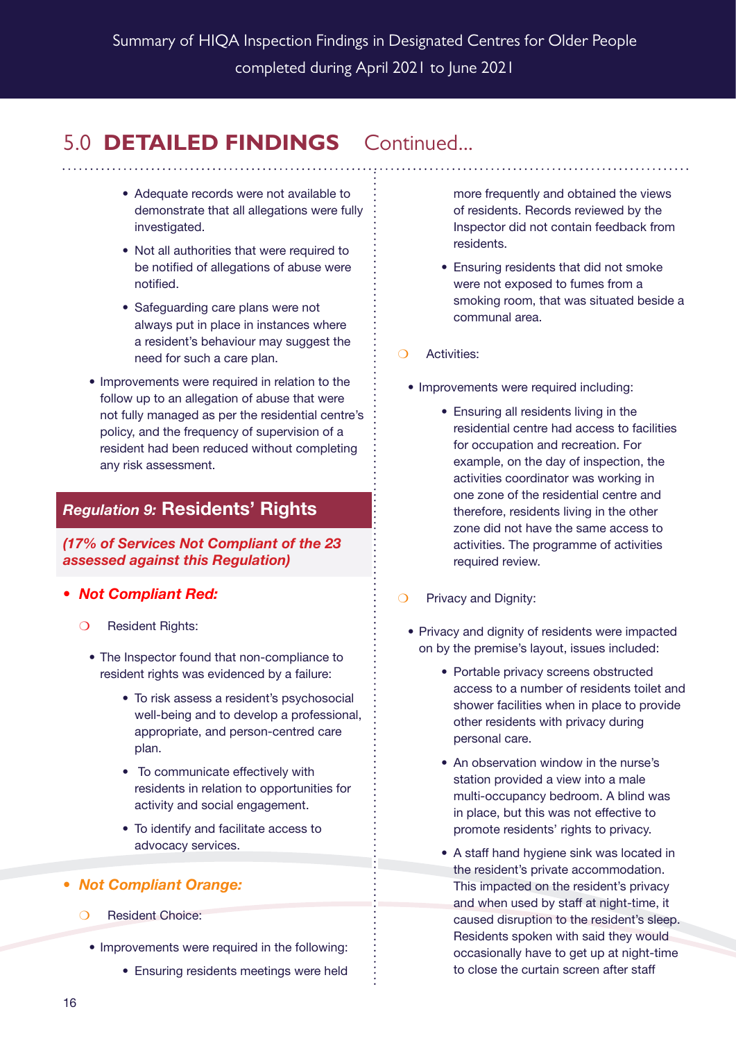## 5.0 DETAILED FINDINGS Continued...

- Adequate records were not available to demonstrate that all allegations were fully investigated.
- Not all authorities that were required to be notified of allegations of abuse were notified.
- Safeguarding care plans were not always put in place in instances where a resident's behaviour may suggest the need for such a care plan.

- Improvements were required in relation to the follow up to an allegation of abuse that were not fully managed as per the residential centre's policy, and the frequency of supervision of a resident had been reduced without completing any risk assessment.

### *Regulation 9:* Residents' Rights

***(17% of Services Not Compliant of the 23 assessed against this Regulation)***

- ***Not Compliant Red:***
  - Resident Rights:
    - The Inspector found that non-compliance to resident rights was evidenced by a failure:
      - To risk assess a resident's psychosocial well-being and to develop a professional, appropriate, and person-centred care plan.
      - To communicate effectively with residents in relation to opportunities for activity and social engagement.
      - To identify and facilitate access to advocacy services.

- ***Not Compliant Orange:***
  - Resident Choice:
    - Improvements were required in the following:
      - Ensuring residents meetings were held more frequently and obtained the views of residents. Records reviewed by the Inspector did not contain feedback from residents.
      - Ensuring residents that did not smoke were not exposed to fumes from a smoking room, that was situated beside a communal area.
  - Activities:
    - Improvements were required including:
      - Ensuring all residents living in the residential centre had access to facilities for occupation and recreation. For example, on the day of inspection, the activities coordinator was working in one zone of the residential centre and therefore, residents living in the other zone did not have the same access to activities. The programme of activities required review.
  - Privacy and Dignity:
    - Privacy and dignity of residents were impacted on by the premise's layout, issues included:
      - Portable privacy screens obstructed access to a number of residents toilet and shower facilities when in place to provide other residents with privacy during personal care.
      - An observation window in the nurse's station provided a view into a male multi-occupancy bedroom. A blind was in place, but this was not effective to promote residents' rights to privacy.
      - A staff hand hygiene sink was located in the resident's private accommodation. This impacted on the resident's privacy and when used by staff at night-time, it caused disruption to the resident's sleep. Residents spoken with said they would occasionally have to get up at night-time to close the curtain screen after staff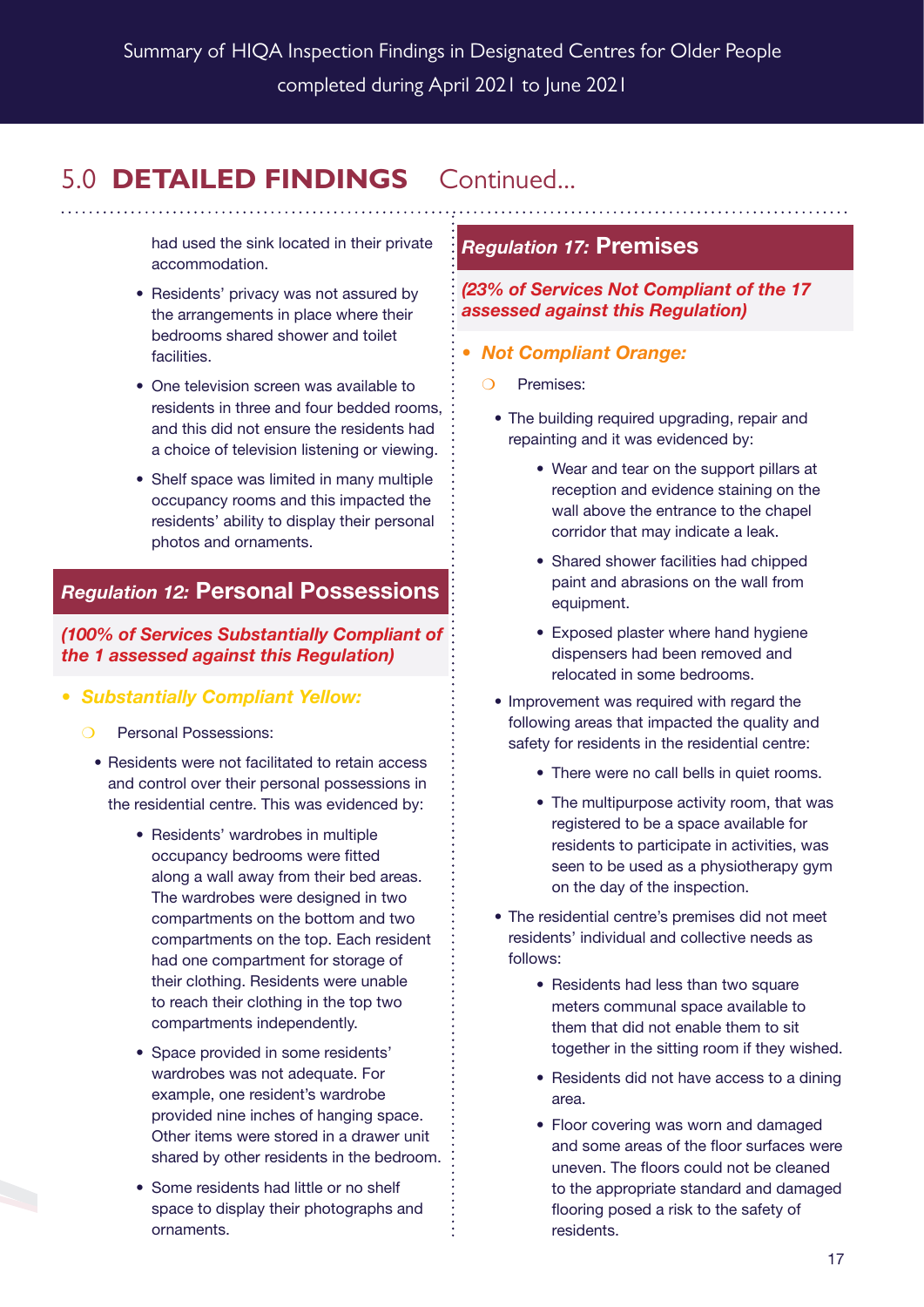## 5.0 **DETAILED FINDINGS** Continued...

had used the sink located in their private accommodation.

- Residents' privacy was not assured by the arrangements in place where their bedrooms shared shower and toilet facilities.
- One television screen was available to residents in three and four bedded rooms, and this did not ensure the residents had a choice of television listening or viewing.
- Shelf space was limited in many multiple occupancy rooms and this impacted the residents' ability to display their personal photos and ornaments.

### *Regulation 12:* Personal Possessions

***(100% of Services Substantially Compliant of the 1 assessed against this Regulation)***

- ***Substantially Compliant Yellow:***
  - Personal Possessions:
    - Residents were not facilitated to retain access and control over their personal possessions in the residential centre. This was evidenced by:
      - Residents' wardrobes in multiple occupancy bedrooms were fitted along a wall away from their bed areas. The wardrobes were designed in two compartments on the bottom and two compartments on the top. Each resident had one compartment for storage of their clothing. Residents were unable to reach their clothing in the top two compartments independently.
      - Space provided in some residents' wardrobes was not adequate. For example, one resident's wardrobe provided nine inches of hanging space. Other items were stored in a drawer unit shared by other residents in the bedroom.
      - Some residents had little or no shelf space to display their photographs and ornaments.

### *Regulation 17:* Premises

***(23% of Services Not Compliant of the 17 assessed against this Regulation)***

- ***Not Compliant Orange:***
  - Premises:
    - The building required upgrading, repair and repainting and it was evidenced by:
      - Wear and tear on the support pillars at reception and evidence staining on the wall above the entrance to the chapel corridor that may indicate a leak.
      - Shared shower facilities had chipped paint and abrasions on the wall from equipment.
      - Exposed plaster where hand hygiene dispensers had been removed and relocated in some bedrooms.
    - Improvement was required with regard the following areas that impacted the quality and safety for residents in the residential centre:
      - There were no call bells in quiet rooms.
      - The multipurpose activity room, that was registered to be a space available for residents to participate in activities, was seen to be used as a physiotherapy gym on the day of the inspection.
    - The residential centre's premises did not meet residents' individual and collective needs as follows:
      - Residents had less than two square meters communal space available to them that did not enable them to sit together in the sitting room if they wished.
      - Residents did not have access to a dining area.
      - Floor covering was worn and damaged and some areas of the floor surfaces were uneven. The floors could not be cleaned to the appropriate standard and damaged flooring posed a risk to the safety of residents.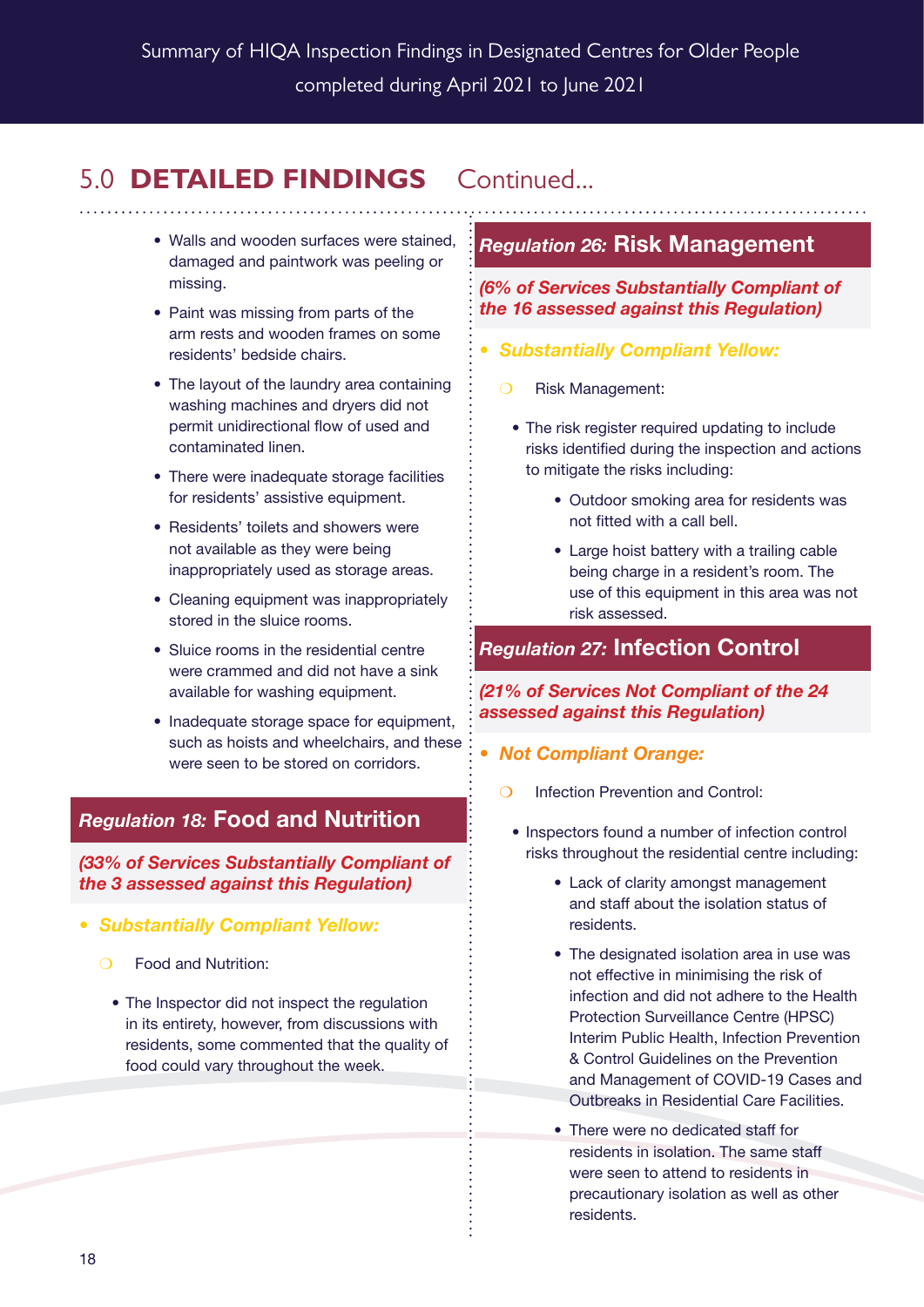## 5.0 DETAILED FINDINGS Continued...

- Walls and wooden surfaces were stained, damaged and paintwork was peeling or missing.
- Paint was missing from parts of the arm rests and wooden frames on some residents' bedside chairs.
- The layout of the laundry area containing washing machines and dryers did not permit unidirectional flow of used and contaminated linen.
- There were inadequate storage facilities for residents' assistive equipment.
- Residents' toilets and showers were not available as they were being inappropriately used as storage areas.
- Cleaning equipment was inappropriately stored in the sluice rooms.
- Sluice rooms in the residential centre were crammed and did not have a sink available for washing equipment.
- Inadequate storage space for equipment, such as hoists and wheelchairs, and these were seen to be stored on corridors.

### *Regulation 18:* Food and Nutrition

***(33% of Services Substantially Compliant of the 3 assessed against this Regulation)***

- ***Substantially Compliant Yellow:***
  - Food and Nutrition:
    - The Inspector did not inspect the regulation in its entirety, however, from discussions with residents, some commented that the quality of food could vary throughout the week.

### *Regulation 26:* Risk Management

***(6% of Services Substantially Compliant of the 16 assessed against this Regulation)***

- ***Substantially Compliant Yellow:***
  - Risk Management:
    - The risk register required updating to include risks identified during the inspection and actions to mitigate the risks including:
      - Outdoor smoking area for residents was not fitted with a call bell.
      - Large hoist battery with a trailing cable being charge in a resident's room. The use of this equipment in this area was not risk assessed.

### *Regulation 27:* Infection Control

***(21% of Services Not Compliant of the 24 assessed against this Regulation)***

- ***Not Compliant Orange:***
  - Infection Prevention and Control:
    - Inspectors found a number of infection control risks throughout the residential centre including:
      - Lack of clarity amongst management and staff about the isolation status of residents.
      - The designated isolation area in use was not effective in minimising the risk of infection and did not adhere to the Health Protection Surveillance Centre (HPSC) Interim Public Health, Infection Prevention & Control Guidelines on the Prevention and Management of COVID-19 Cases and Outbreaks in Residential Care Facilities.
      - There were no dedicated staff for residents in isolation. The same staff were seen to attend to residents in precautionary isolation as well as other residents.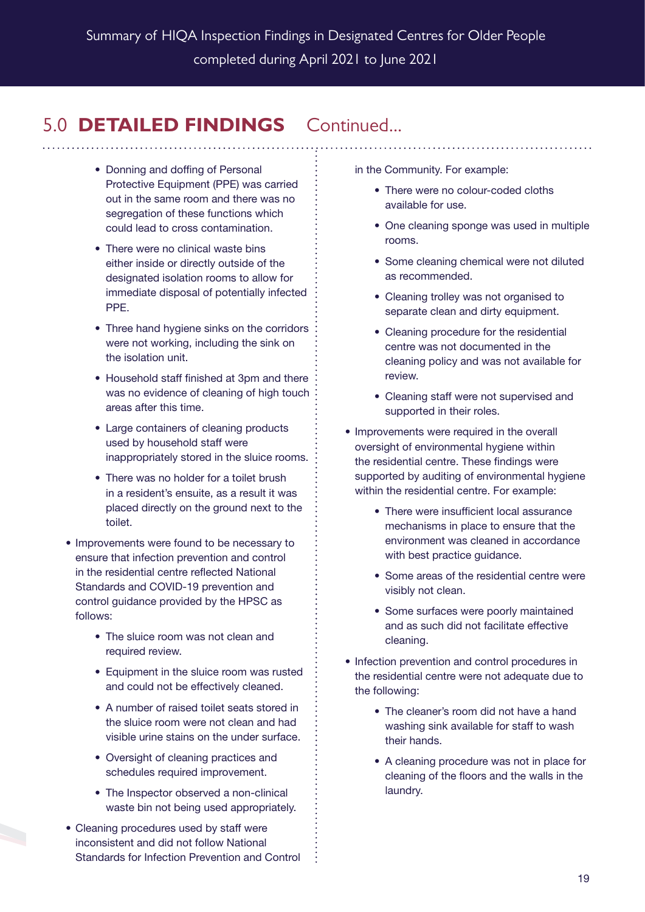## 5.0 **DETAILED FINDINGS** Continued...

    - Donning and doffing of Personal Protective Equipment (PPE) was carried out in the same room and there was no segregation of these functions which could lead to cross contamination.
    - There were no clinical waste bins either inside or directly outside of the designated isolation rooms to allow for immediate disposal of potentially infected PPE.
    - Three hand hygiene sinks on the corridors were not working, including the sink on the isolation unit.
    - Household staff finished at 3pm and there was no evidence of cleaning of high touch areas after this time.
    - Large containers of cleaning products used by household staff were inappropriately stored in the sluice rooms.
    - There was no holder for a toilet brush in a resident's ensuite, as a result it was placed directly on the ground next to the toilet.

- Improvements were found to be necessary to ensure that infection prevention and control in the residential centre reflected National Standards and COVID-19 prevention and control guidance provided by the HPSC as follows:
    - The sluice room was not clean and required review.
    - Equipment in the sluice room was rusted and could not be effectively cleaned.
    - A number of raised toilet seats stored in the sluice room were not clean and had visible urine stains on the under surface.
    - Oversight of cleaning practices and schedules required improvement.
    - The Inspector observed a non-clinical waste bin not being used appropriately.

- Cleaning procedures used by staff were inconsistent and did not follow National Standards for Infection Prevention and Control in the Community. For example:
    - There were no colour-coded cloths available for use.
    - One cleaning sponge was used in multiple rooms.
    - Some cleaning chemical were not diluted as recommended.
    - Cleaning trolley was not organised to separate clean and dirty equipment.
    - Cleaning procedure for the residential centre was not documented in the cleaning policy and was not available for review.
    - Cleaning staff were not supervised and supported in their roles.

- Improvements were required in the overall oversight of environmental hygiene within the residential centre. These findings were supported by auditing of environmental hygiene within the residential centre. For example:
    - There were insufficient local assurance mechanisms in place to ensure that the environment was cleaned in accordance with best practice guidance.
    - Some areas of the residential centre were visibly not clean.
    - Some surfaces were poorly maintained and as such did not facilitate effective cleaning.

- Infection prevention and control procedures in the residential centre were not adequate due to the following:
    - The cleaner's room did not have a hand washing sink available for staff to wash their hands.
    - A cleaning procedure was not in place for cleaning of the floors and the walls in the laundry.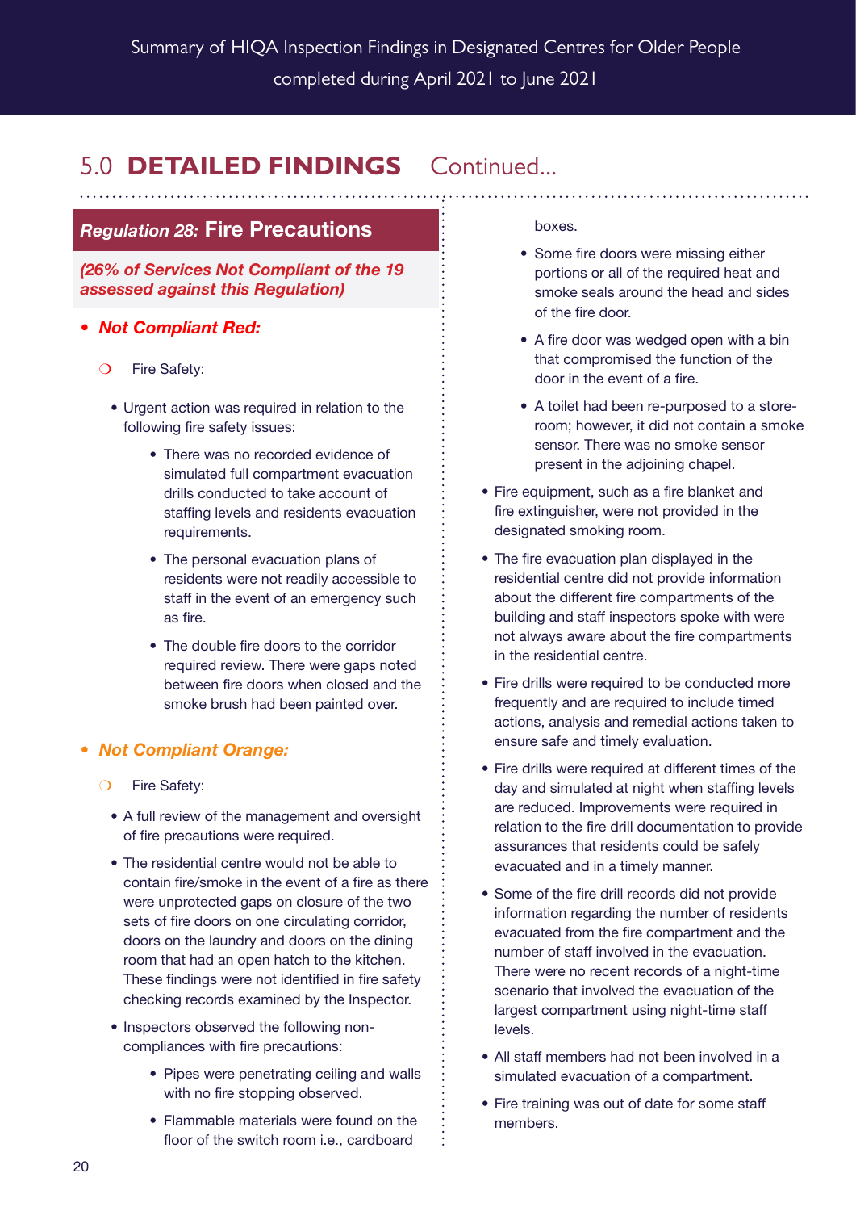## 5.0 DETAILED FINDINGS Continued...

### *Regulation 28:* Fire Precautions

***(26% of Services Not Compliant of the 19 assessed against this Regulation)***

- ***Not Compliant Red:***
  - Fire Safety:
    - Urgent action was required in relation to the following fire safety issues:
      - There was no recorded evidence of simulated full compartment evacuation drills conducted to take account of staffing levels and residents evacuation requirements.
      - The personal evacuation plans of residents were not readily accessible to staff in the event of an emergency such as fire.
      - The double fire doors to the corridor required review. There were gaps noted between fire doors when closed and the smoke brush had been painted over.

- ***Not Compliant Orange:***
  - Fire Safety:
    - A full review of the management and oversight of fire precautions were required.
    - The residential centre would not be able to contain fire/smoke in the event of a fire as there were unprotected gaps on closure of the two sets of fire doors on one circulating corridor, doors on the laundry and doors on the dining room that had an open hatch to the kitchen. These findings were not identified in fire safety checking records examined by the Inspector.
    - Inspectors observed the following non-compliances with fire precautions:
      - Pipes were penetrating ceiling and walls with no fire stopping observed.
      - Flammable materials were found on the floor of the switch room i.e., cardboard boxes.
      - Some fire doors were missing either portions or all of the required heat and smoke seals around the head and sides of the fire door.
      - A fire door was wedged open with a bin that compromised the function of the door in the event of a fire.
      - A toilet had been re-purposed to a store-room; however, it did not contain a smoke sensor. There was no smoke sensor present in the adjoining chapel.
    - Fire equipment, such as a fire blanket and fire extinguisher, were not provided in the designated smoking room.
    - The fire evacuation plan displayed in the residential centre did not provide information about the different fire compartments of the building and staff inspectors spoke with were not always aware about the fire compartments in the residential centre.
    - Fire drills were required to be conducted more frequently and are required to include timed actions, analysis and remedial actions taken to ensure safe and timely evaluation.
    - Fire drills were required at different times of the day and simulated at night when staffing levels are reduced. Improvements were required in relation to the fire drill documentation to provide assurances that residents could be safely evacuated and in a timely manner.
    - Some of the fire drill records did not provide information regarding the number of residents evacuated from the fire compartment and the number of staff involved in the evacuation. There were no recent records of a night-time scenario that involved the evacuation of the largest compartment using night-time staff levels.
    - All staff members had not been involved in a simulated evacuation of a compartment.
    - Fire training was out of date for some staff members.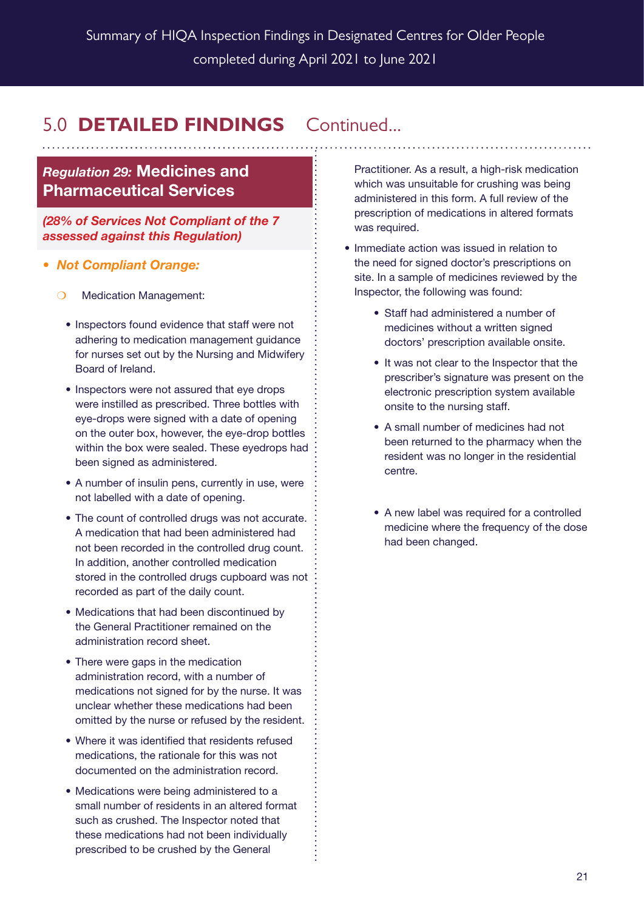## 5.0 **DETAILED FINDINGS** Continued...

### *Regulation 29:* Medicines and Pharmaceutical Services

***(28% of Services Not Compliant of the 7 assessed against this Regulation)***

- ***Not Compliant Orange:***
  - Medication Management:
    - Inspectors found evidence that staff were not adhering to medication management guidance for nurses set out by the Nursing and Midwifery Board of Ireland.
    - Inspectors were not assured that eye drops were instilled as prescribed. Three bottles with eye-drops were signed with a date of opening on the outer box, however, the eye-drop bottles within the box were sealed. These eyedrops had been signed as administered.
    - A number of insulin pens, currently in use, were not labelled with a date of opening.
    - The count of controlled drugs was not accurate. A medication that had been administered had not been recorded in the controlled drug count. In addition, another controlled medication stored in the controlled drugs cupboard was not recorded as part of the daily count.
    - Medications that had been discontinued by the General Practitioner remained on the administration record sheet.
    - There were gaps in the medication administration record, with a number of medications not signed for by the nurse. It was unclear whether these medications had been omitted by the nurse or refused by the resident.
    - Where it was identified that residents refused medications, the rationale for this was not documented on the administration record.
    - Medications were being administered to a small number of residents in an altered format such as crushed. The Inspector noted that these medications had not been individually prescribed to be crushed by the General Practitioner. As a result, a high-risk medication which was unsuitable for crushing was being administered in this form. A full review of the prescription of medications in altered formats was required.
    - Immediate action was issued in relation to the need for signed doctor's prescriptions on site. In a sample of medicines reviewed by the Inspector, the following was found:
      - Staff had administered a number of medicines without a written signed doctors' prescription available onsite.
      - It was not clear to the Inspector that the prescriber's signature was present on the electronic prescription system available onsite to the nursing staff.
      - A small number of medicines had not been returned to the pharmacy when the resident was no longer in the residential centre.
      - A new label was required for a controlled medicine where the frequency of the dose had been changed.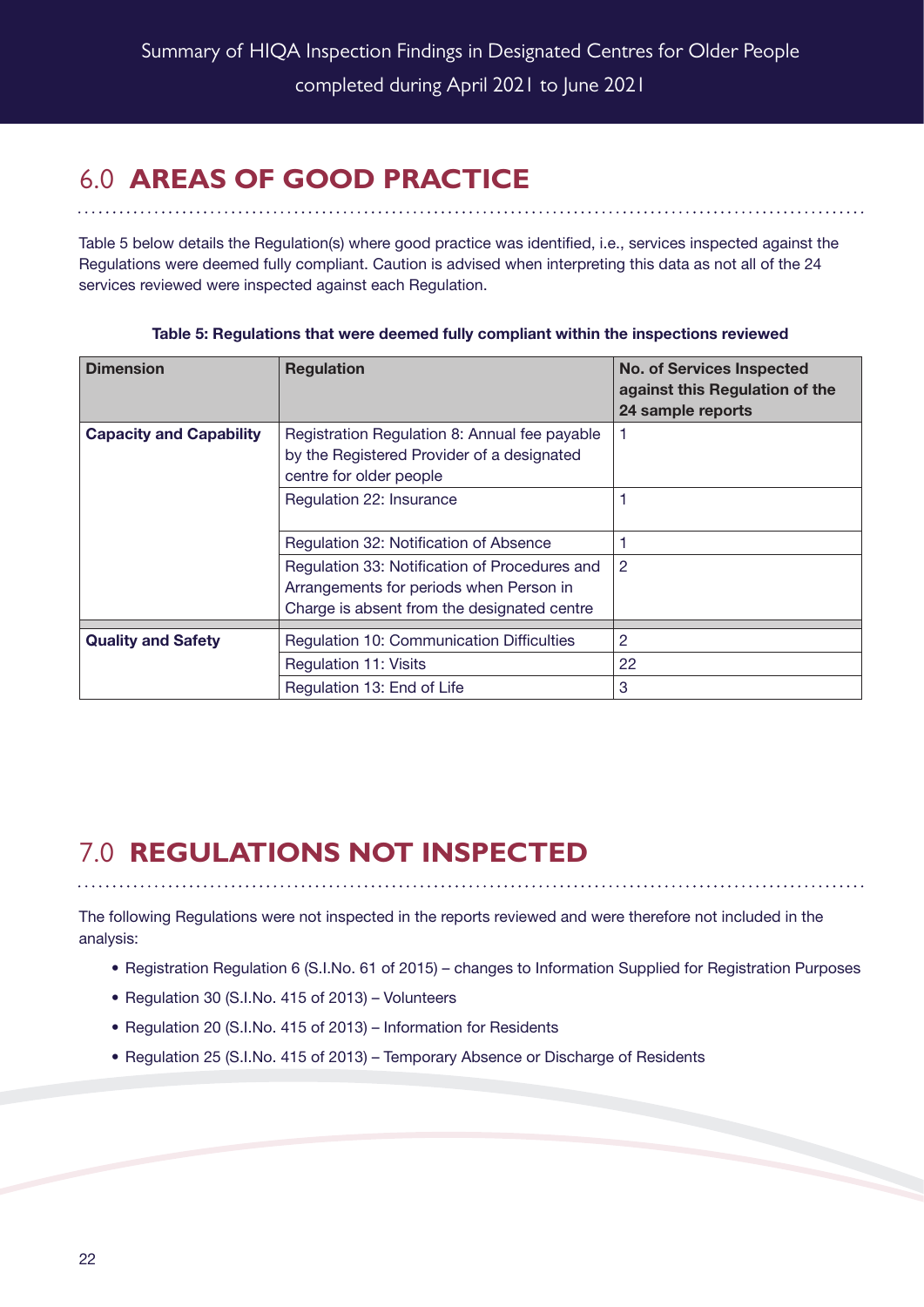## 6.0 AREAS OF GOOD PRACTICE

Table 5 below details the Regulation(s) where good practice was identified, i.e., services inspected against the Regulations were deemed fully compliant. Caution is advised when interpreting this data as not all of the 24 services reviewed were inspected against each Regulation.

**Table 5: Regulations that were deemed fully compliant within the inspections reviewed**

| Dimension | Regulation | No. of Services Inspected against this Regulation of the 24 sample reports |
|---|---|---|
| **Capacity and Capability** | Registration Regulation 8: Annual fee payable by the Registered Provider of a designated centre for older people | 1 |
| | Regulation 22: Insurance | 1 |
| | Regulation 32: Notification of Absence | 1 |
| | Regulation 33: Notification of Procedures and Arrangements for periods when Person in Charge is absent from the designated centre | 2 |
| **Quality and Safety** | Regulation 10: Communication Difficulties | 2 |
| | Regulation 11: Visits | 22 |
| | Regulation 13: End of Life | 3 |

## 7.0 REGULATIONS NOT INSPECTED

The following Regulations were not inspected in the reports reviewed and were therefore not included in the analysis:

- Registration Regulation 6 (S.I.No. 61 of 2015) – changes to Information Supplied for Registration Purposes
- Regulation 30 (S.I.No. 415 of 2013) – Volunteers
- Regulation 20 (S.I.No. 415 of 2013) – Information for Residents
- Regulation 25 (S.I.No. 415 of 2013) – Temporary Absence or Discharge of Residents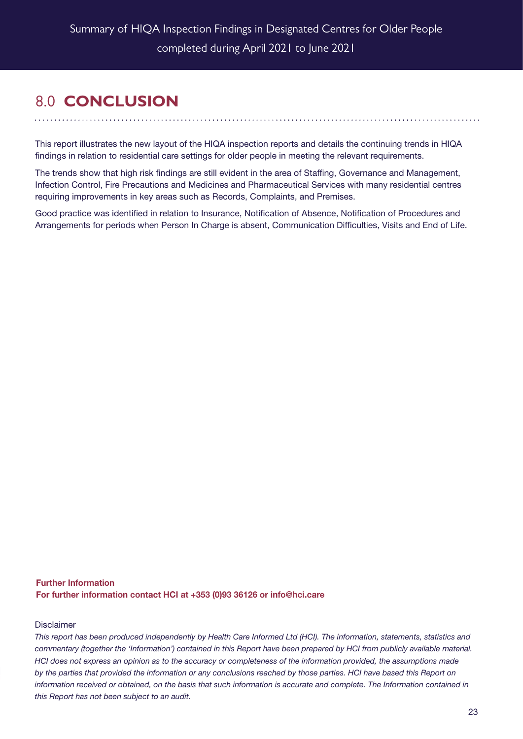# 8.0 CONCLUSION

This report illustrates the new layout of the HIQA inspection reports and details the continuing trends in HIQA findings in relation to residential care settings for older people in meeting the relevant requirements.

The trends show that high risk findings are still evident in the area of Staffing, Governance and Management, Infection Control, Fire Precautions and Medicines and Pharmaceutical Services with many residential centres requiring improvements in key areas such as Records, Complaints, and Premises.

Good practice was identified in relation to Insurance, Notification of Absence, Notification of Procedures and Arrangements for periods when Person In Charge is absent, Communication Difficulties, Visits and End of Life.

**Further Information**
**For further information contact HCI at +353 (0)93 36126 or info@hci.care**

Disclaimer

*This report has been produced independently by Health Care Informed Ltd (HCI). The information, statements, statistics and commentary (together the 'Information') contained in this Report have been prepared by HCI from publicly available material. HCI does not express an opinion as to the accuracy or completeness of the information provided, the assumptions made by the parties that provided the information or any conclusions reached by those parties. HCI have based this Report on information received or obtained, on the basis that such information is accurate and complete. The Information contained in this Report has not been subject to an audit.*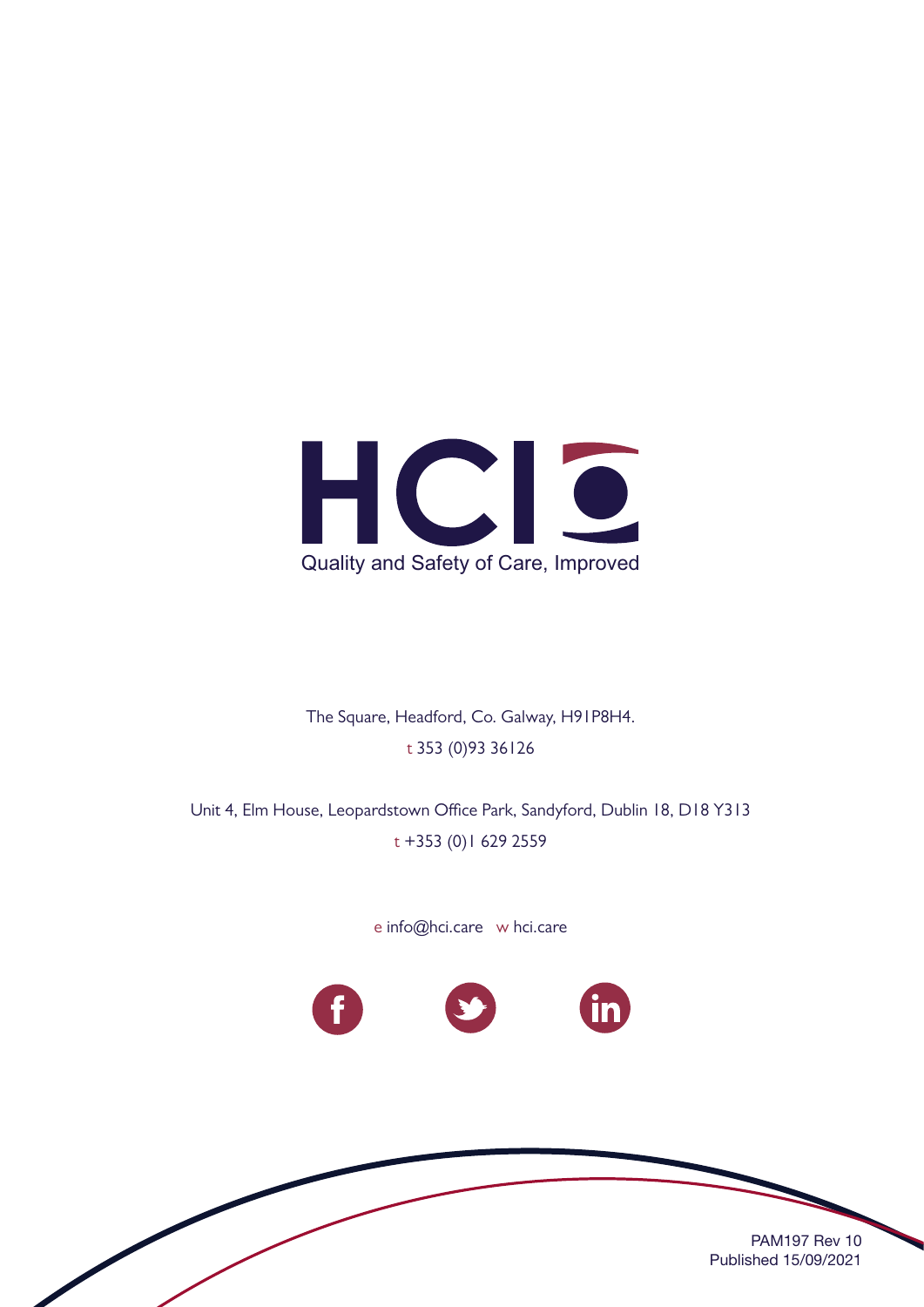HCI

Quality and Safety of Care, Improved

The Square, Headford, Co. Galway, H91P8H4.

t 353 (0)93 36126

Unit 4, Elm House, Leopardstown Office Park, Sandyford, Dublin 18, D18 Y313

t +353 (0)1 629 2559

e info@hci.care w hci.care

PAM197 Rev 10

Published 15/09/2021